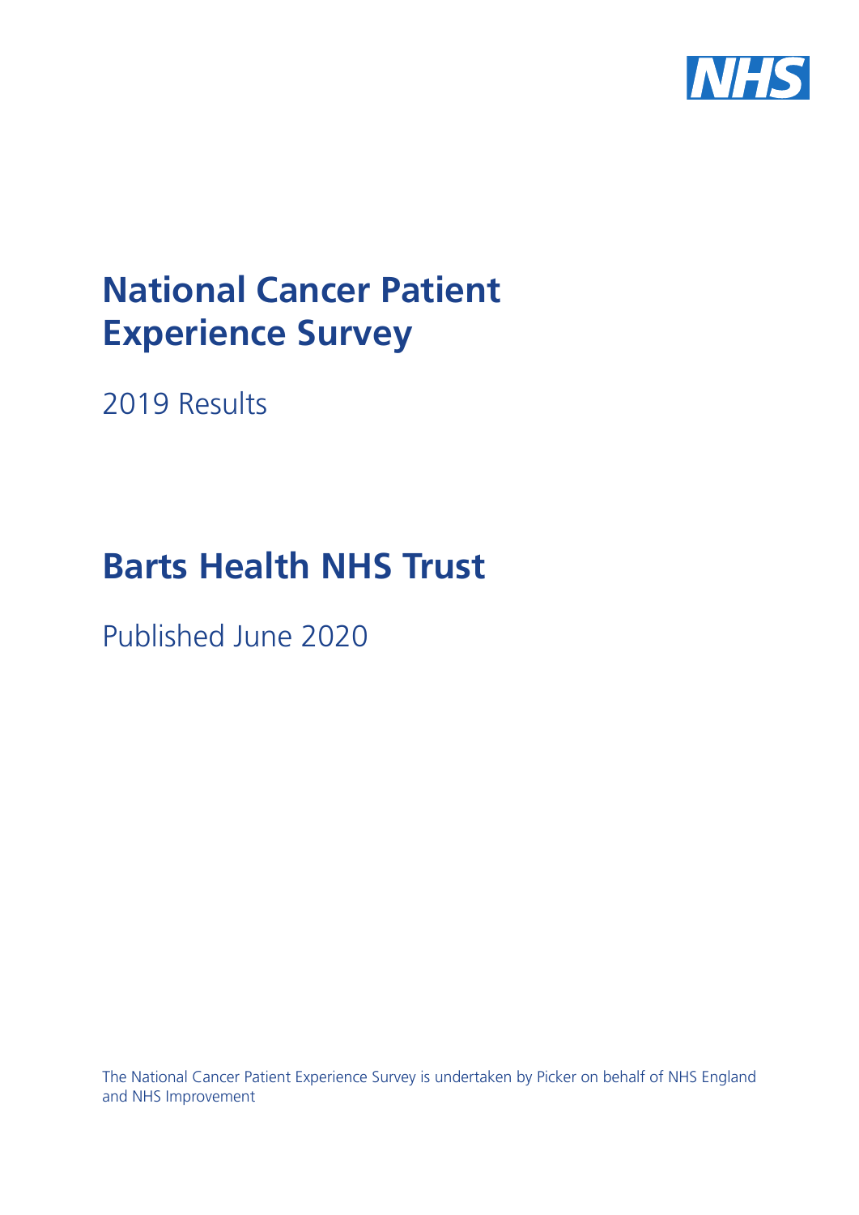# National Cancer Patient Experience Survey

2019 Results

# Barts Health NHS Trust

Published June 2020

The National Cancer Patient Experience Survey is undertaken by Picker on behalf of NHS England and NHS Improvement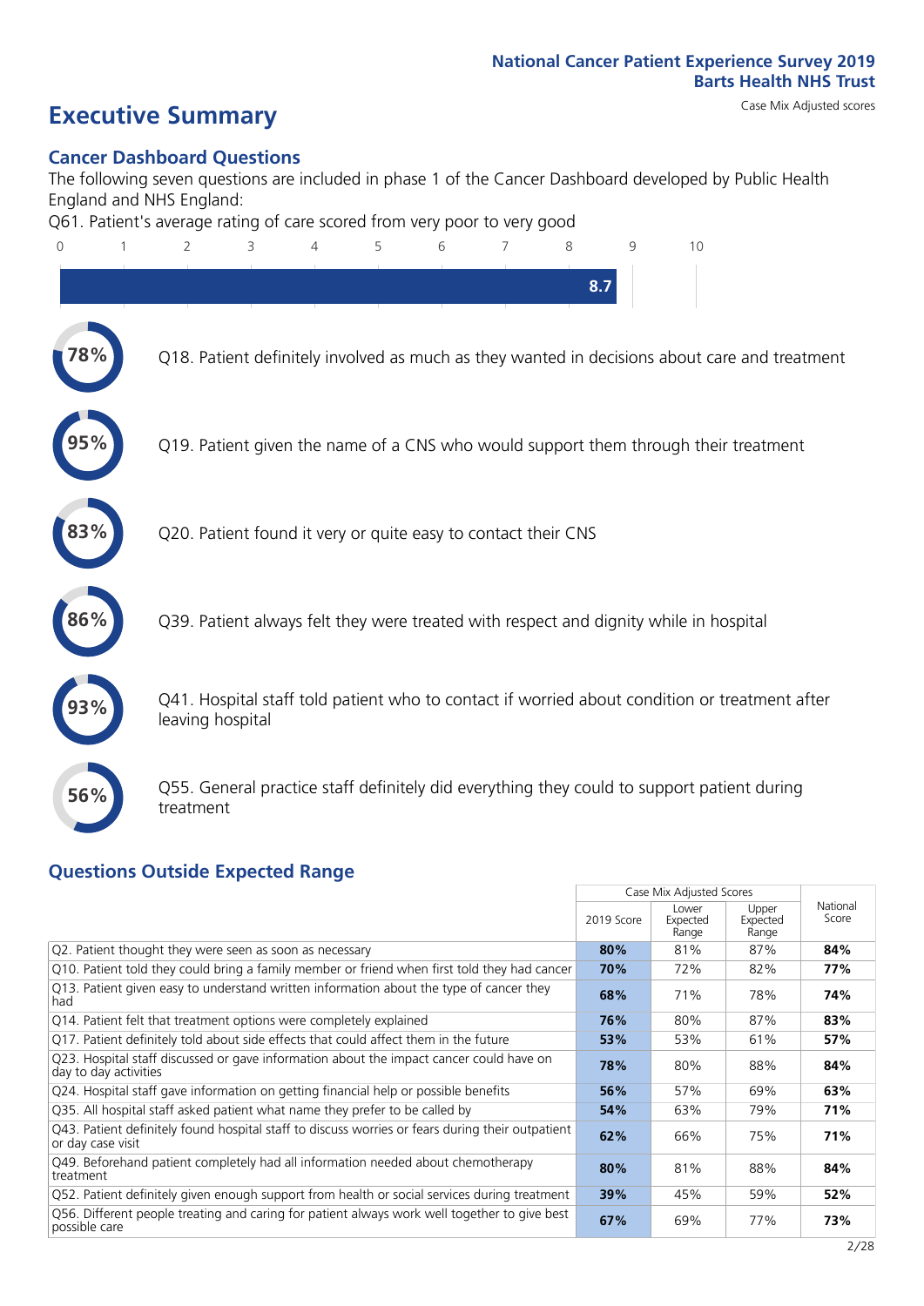National Cancer Patient Experience Survey 2019
Barts Health NHS Trust

# Executive Summary

Case Mix Adjusted scores

## Cancer Dashboard Questions

The following seven questions are included in phase 1 of the Cancer Dashboard developed by Public Health England and NHS England:

Q61. Patient's average rating of care scored from very poor to very good

8.7

78% Q18. Patient definitely involved as much as they wanted in decisions about care and treatment

95% Q19. Patient given the name of a CNS who would support them through their treatment

83% Q20. Patient found it very or quite easy to contact their CNS

86% Q39. Patient always felt they were treated with respect and dignity while in hospital

93% Q41. Hospital staff told patient who to contact if worried about condition or treatment after leaving hospital

56% Q55. General practice staff definitely did everything they could to support patient during treatment

## Questions Outside Expected Range

| | Case Mix Adjusted Scores | | | National Score |
|---|---|---|---|---|
| | 2019 Score | Lower Expected Range | Upper Expected Range | |
| Q2. Patient thought they were seen as soon as necessary | **80%** | 81% | 87% | **84%** |
| Q10. Patient told they could bring a family member or friend when first told they had cancer | **70%** | 72% | 82% | **77%** |
| Q13. Patient given easy to understand written information about the type of cancer they had | **68%** | 71% | 78% | **74%** |
| Q14. Patient felt that treatment options were completely explained | **76%** | 80% | 87% | **83%** |
| Q17. Patient definitely told about side effects that could affect them in the future | **53%** | 53% | 61% | **57%** |
| Q23. Hospital staff discussed or gave information about the impact cancer could have on day to day activities | **78%** | 80% | 88% | **84%** |
| Q24. Hospital staff gave information on getting financial help or possible benefits | **56%** | 57% | 69% | **63%** |
| Q35. All hospital staff asked patient what name they prefer to be called by | **54%** | 63% | 79% | **71%** |
| Q43. Patient definitely found hospital staff to discuss worries or fears during their outpatient or day case visit | **62%** | 66% | 75% | **71%** |
| Q49. Beforehand patient completely had all information needed about chemotherapy treatment | **80%** | 81% | 88% | **84%** |
| Q52. Patient definitely given enough support from health or social services during treatment | **39%** | 45% | 59% | **52%** |
| Q56. Different people treating and caring for patient always work well together to give best possible care | **67%** | 69% | 77% | **73%** |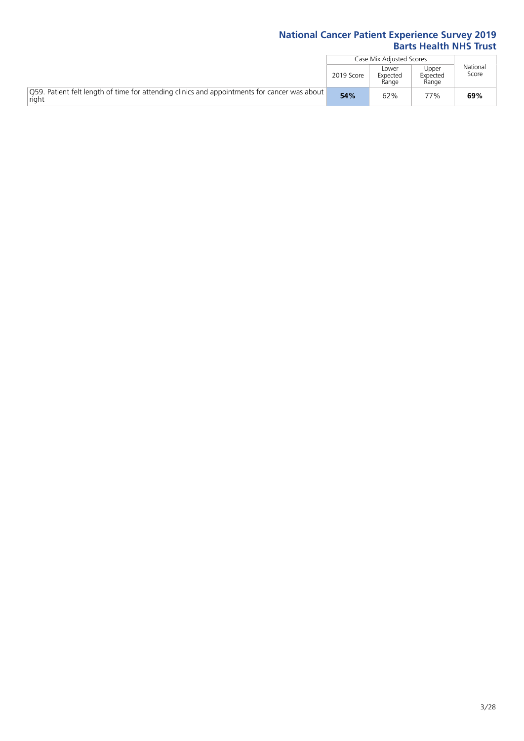| | Case Mix Adjusted Scores | | | National Score |
|---|---|---|---|---|
| | 2019 Score | Lower Expected Range | Upper Expected Range | |
| Q59. Patient felt length of time for attending clinics and appointments for cancer was about right | **54%** | 62% | 77% | **69%** |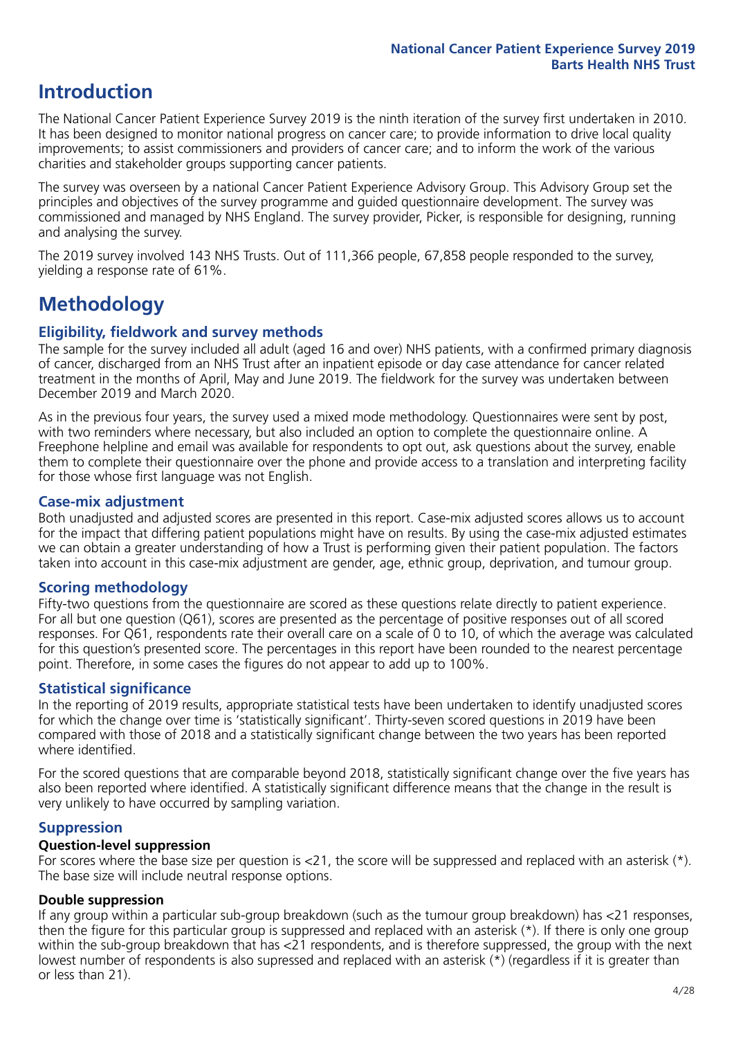## Introduction

The National Cancer Patient Experience Survey 2019 is the ninth iteration of the survey first undertaken in 2010. It has been designed to monitor national progress on cancer care; to provide information to drive local quality improvements; to assist commissioners and providers of cancer care; and to inform the work of the various charities and stakeholder groups supporting cancer patients.

The survey was overseen by a national Cancer Patient Experience Advisory Group. This Advisory Group set the principles and objectives of the survey programme and guided questionnaire development. The survey was commissioned and managed by NHS England. The survey provider, Picker, is responsible for designing, running and analysing the survey.

The 2019 survey involved 143 NHS Trusts. Out of 111,366 people, 67,858 people responded to the survey, yielding a response rate of 61%.

## Methodology

### Eligibility, fieldwork and survey methods

The sample for the survey included all adult (aged 16 and over) NHS patients, with a confirmed primary diagnosis of cancer, discharged from an NHS Trust after an inpatient episode or day case attendance for cancer related treatment in the months of April, May and June 2019. The fieldwork for the survey was undertaken between December 2019 and March 2020.

As in the previous four years, the survey used a mixed mode methodology. Questionnaires were sent by post, with two reminders where necessary, but also included an option to complete the questionnaire online. A Freephone helpline and email was available for respondents to opt out, ask questions about the survey, enable them to complete their questionnaire over the phone and provide access to a translation and interpreting facility for those whose first language was not English.

### Case-mix adjustment

Both unadjusted and adjusted scores are presented in this report. Case-mix adjusted scores allows us to account for the impact that differing patient populations might have on results. By using the case-mix adjusted estimates we can obtain a greater understanding of how a Trust is performing given their patient population. The factors taken into account in this case-mix adjustment are gender, age, ethnic group, deprivation, and tumour group.

### Scoring methodology

Fifty-two questions from the questionnaire are scored as these questions relate directly to patient experience. For all but one question (Q61), scores are presented as the percentage of positive responses out of all scored responses. For Q61, respondents rate their overall care on a scale of 0 to 10, of which the average was calculated for this question's presented score. The percentages in this report have been rounded to the nearest percentage point. Therefore, in some cases the figures do not appear to add up to 100%.

### Statistical significance

In the reporting of 2019 results, appropriate statistical tests have been undertaken to identify unadjusted scores for which the change over time is 'statistically significant'. Thirty-seven scored questions in 2019 have been compared with those of 2018 and a statistically significant change between the two years has been reported where identified.

For the scored questions that are comparable beyond 2018, statistically significant change over the five years has also been reported where identified. A statistically significant difference means that the change in the result is very unlikely to have occurred by sampling variation.

### Suppression

#### Question-level suppression

For scores where the base size per question is <21, the score will be suppressed and replaced with an asterisk (*). The base size will include neutral response options.

#### Double suppression

If any group within a particular sub-group breakdown (such as the tumour group breakdown) has <21 responses, then the figure for this particular group is suppressed and replaced with an asterisk (*). If there is only one group within the sub-group breakdown that has <21 respondents, and is therefore suppressed, the group with the next lowest number of respondents is also supressed and replaced with an asterisk (*) (regardless if it is greater than or less than 21).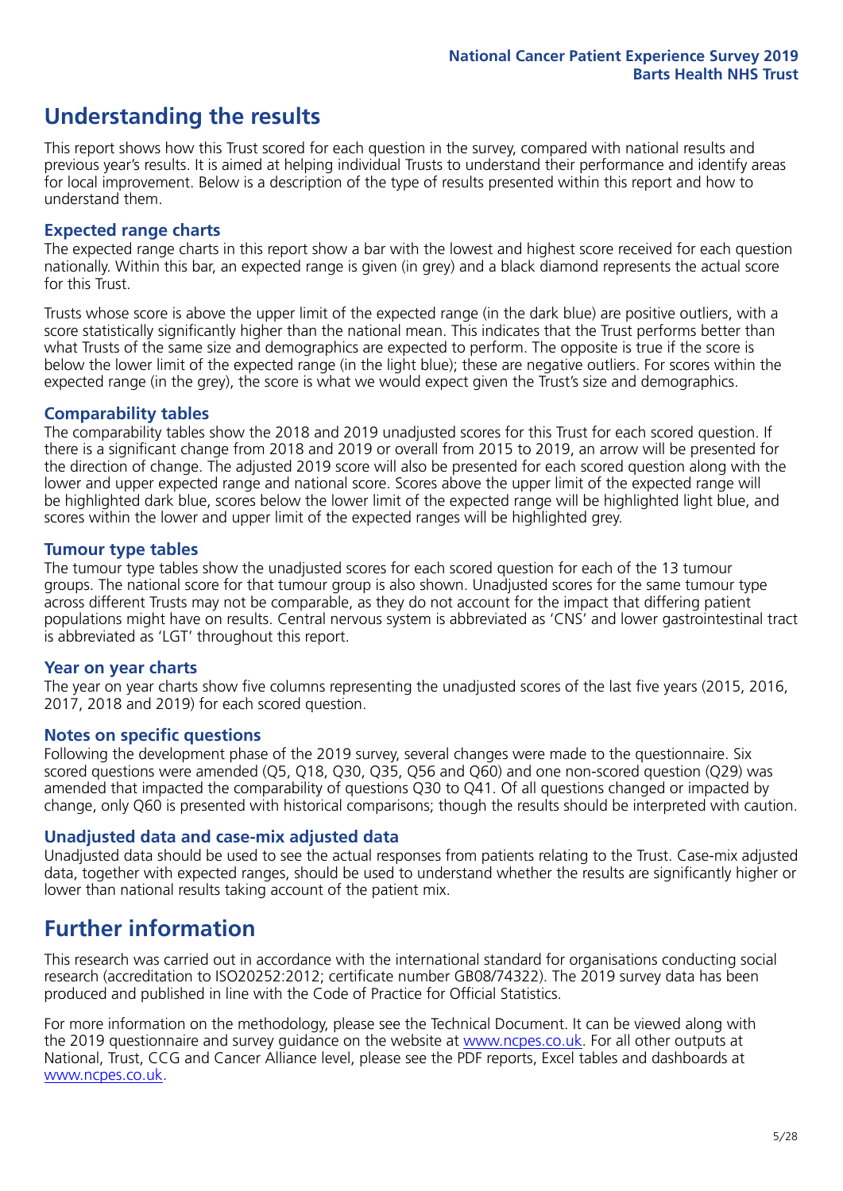# Understanding the results

This report shows how this Trust scored for each question in the survey, compared with national results and previous year's results. It is aimed at helping individual Trusts to understand their performance and identify areas for local improvement. Below is a description of the type of results presented within this report and how to understand them.

## Expected range charts

The expected range charts in this report show a bar with the lowest and highest score received for each question nationally. Within this bar, an expected range is given (in grey) and a black diamond represents the actual score for this Trust.

Trusts whose score is above the upper limit of the expected range (in the dark blue) are positive outliers, with a score statistically significantly higher than the national mean. This indicates that the Trust performs better than what Trusts of the same size and demographics are expected to perform. The opposite is true if the score is below the lower limit of the expected range (in the light blue); these are negative outliers. For scores within the expected range (in the grey), the score is what we would expect given the Trust's size and demographics.

## Comparability tables

The comparability tables show the 2018 and 2019 unadjusted scores for this Trust for each scored question. If there is a significant change from 2018 and 2019 or overall from 2015 to 2019, an arrow will be presented for the direction of change. The adjusted 2019 score will also be presented for each scored question along with the lower and upper expected range and national score. Scores above the upper limit of the expected range will be highlighted dark blue, scores below the lower limit of the expected range will be highlighted light blue, and scores within the lower and upper limit of the expected ranges will be highlighted grey.

## Tumour type tables

The tumour type tables show the unadjusted scores for each scored question for each of the 13 tumour groups. The national score for that tumour group is also shown. Unadjusted scores for the same tumour type across different Trusts may not be comparable, as they do not account for the impact that differing patient populations might have on results. Central nervous system is abbreviated as 'CNS' and lower gastrointestinal tract is abbreviated as 'LGT' throughout this report.

## Year on year charts

The year on year charts show five columns representing the unadjusted scores of the last five years (2015, 2016, 2017, 2018 and 2019) for each scored question.

## Notes on specific questions

Following the development phase of the 2019 survey, several changes were made to the questionnaire. Six scored questions were amended (Q5, Q18, Q30, Q35, Q56 and Q60) and one non-scored question (Q29) was amended that impacted the comparability of questions Q30 to Q41. Of all questions changed or impacted by change, only Q60 is presented with historical comparisons; though the results should be interpreted with caution.

## Unadjusted data and case-mix adjusted data

Unadjusted data should be used to see the actual responses from patients relating to the Trust. Case-mix adjusted data, together with expected ranges, should be used to understand whether the results are significantly higher or lower than national results taking account of the patient mix.

# Further information

This research was carried out in accordance with the international standard for organisations conducting social research (accreditation to ISO20252:2012; certificate number GB08/74322). The 2019 survey data has been produced and published in line with the Code of Practice for Official Statistics.

For more information on the methodology, please see the Technical Document. It can be viewed along with the 2019 questionnaire and survey guidance on the website at www.ncpes.co.uk. For all other outputs at National, Trust, CCG and Cancer Alliance level, please see the PDF reports, Excel tables and dashboards at www.ncpes.co.uk.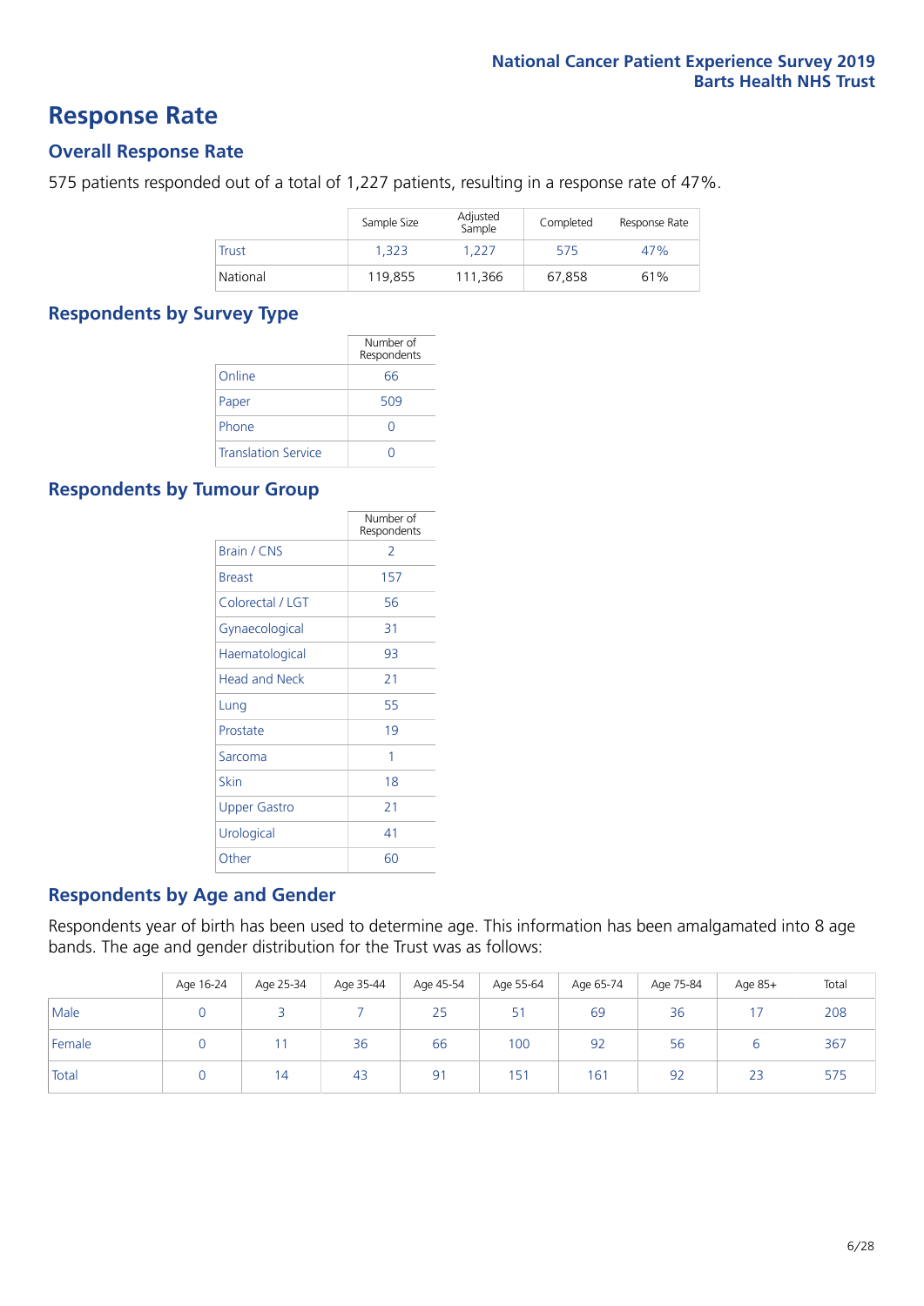# Response Rate

## Overall Response Rate

575 patients responded out of a total of 1,227 patients, resulting in a response rate of 47%.

| | Sample Size | Adjusted Sample | Completed | Response Rate |
|---|---|---|---|---|
| Trust | 1,323 | 1,227 | 575 | 47% |
| National | 119,855 | 111,366 | 67,858 | 61% |

## Respondents by Survey Type

| | Number of Respondents |
|---|---|
| Online | 66 |
| Paper | 509 |
| Phone | 0 |
| Translation Service | 0 |

## Respondents by Tumour Group

| | Number of Respondents |
|---|---|
| Brain / CNS | 2 |
| Breast | 157 |
| Colorectal / LGT | 56 |
| Gynaecological | 31 |
| Haematological | 93 |
| Head and Neck | 21 |
| Lung | 55 |
| Prostate | 19 |
| Sarcoma | 1 |
| Skin | 18 |
| Upper Gastro | 21 |
| Urological | 41 |
| Other | 60 |

## Respondents by Age and Gender

Respondents year of birth has been used to determine age. This information has been amalgamated into 8 age bands. The age and gender distribution for the Trust was as follows:

| | Age 16-24 | Age 25-34 | Age 35-44 | Age 45-54 | Age 55-64 | Age 65-74 | Age 75-84 | Age 85+ | Total |
|---|---|---|---|---|---|---|---|---|---|
| Male | 0 | 3 | 7 | 25 | 51 | 69 | 36 | 17 | 208 |
| Female | 0 | 11 | 36 | 66 | 100 | 92 | 56 | 6 | 367 |
| Total | 0 | 14 | 43 | 91 | 151 | 161 | 92 | 23 | 575 |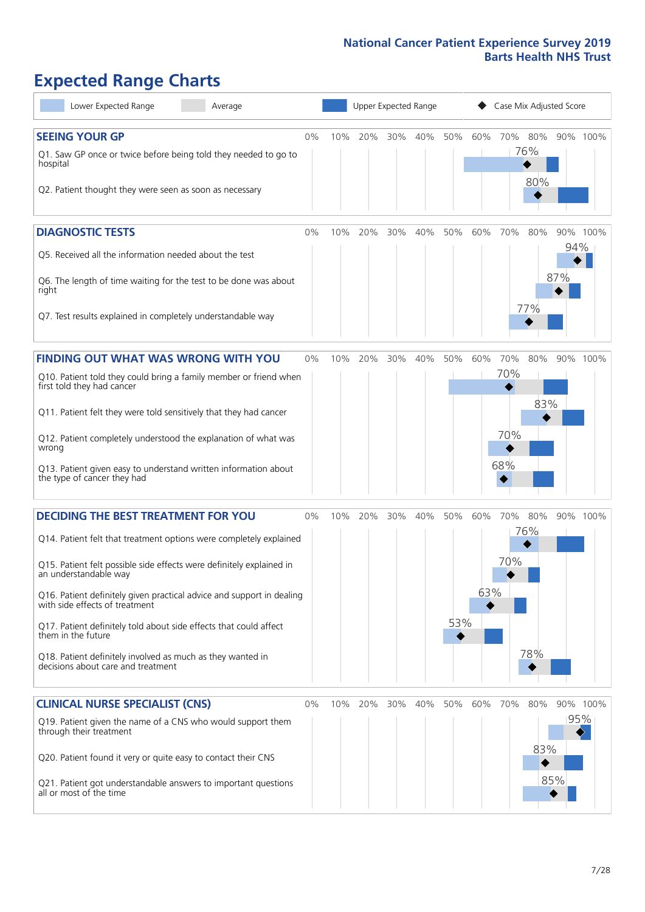# Expected Range Charts

Lower Expected Range | Average | Upper Expected Range | Case Mix Adjusted Score

## SEEING YOUR GP

| Question | Score |
|---|---|
| Q1. Saw GP once or twice before being told they needed to go to hospital | 76% |
| Q2. Patient thought they were seen as soon as necessary | 80% |

## DIAGNOSTIC TESTS

| Question | Score |
|---|---|
| Q5. Received all the information needed about the test | 94% |
| Q6. The length of time waiting for the test to be done was about right | 87% |
| Q7. Test results explained in completely understandable way | 77% |

## FINDING OUT WHAT WAS WRONG WITH YOU

| Question | Score |
|---|---|
| Q10. Patient told they could bring a family member or friend when first told they had cancer | 70% |
| Q11. Patient felt they were told sensitively that they had cancer | 83% |
| Q12. Patient completely understood the explanation of what was wrong | 70% |
| Q13. Patient given easy to understand written information about the type of cancer they had | 68% |

## DECIDING THE BEST TREATMENT FOR YOU

| Question | Score |
|---|---|
| Q14. Patient felt that treatment options were completely explained | 76% |
| Q15. Patient felt possible side effects were definitely explained in an understandable way | 70% |
| Q16. Patient definitely given practical advice and support in dealing with side effects of treatment | 63% |
| Q17. Patient definitely told about side effects that could affect them in the future | 53% |
| Q18. Patient definitely involved as much as they wanted in decisions about care and treatment | 78% |

## CLINICAL NURSE SPECIALIST (CNS)

| Question | Score |
|---|---|
| Q19. Patient given the name of a CNS who would support them through their treatment | 95% |
| Q20. Patient found it very or quite easy to contact their CNS | 83% |
| Q21. Patient got understandable answers to important questions all or most of the time | 85% |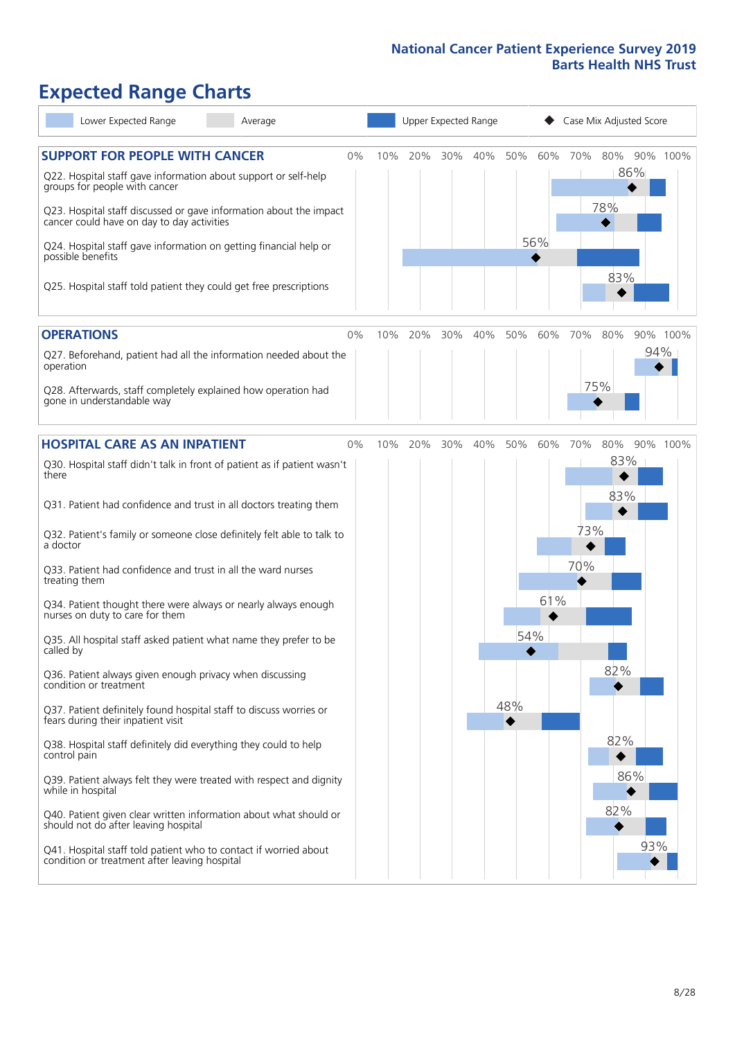# Expected Range Charts

Lower Expected Range | Average | Upper Expected Range | Case Mix Adjusted Score

## SUPPORT FOR PEOPLE WITH CANCER

| Question | Case Mix Adjusted Score |
|---|---|
| Q22. Hospital staff gave information about support or self-help groups for people with cancer | 86% |
| Q23. Hospital staff discussed or gave information about the impact cancer could have on day to day activities | 78% |
| Q24. Hospital staff gave information on getting financial help or possible benefits | 56% |
| Q25. Hospital staff told patient they could get free prescriptions | 83% |

## OPERATIONS

| Question | Case Mix Adjusted Score |
|---|---|
| Q27. Beforehand, patient had all the information needed about the operation | 94% |
| Q28. Afterwards, staff completely explained how operation had gone in understandable way | 75% |

## HOSPITAL CARE AS AN INPATIENT

| Question | Case Mix Adjusted Score |
|---|---|
| Q30. Hospital staff didn't talk in front of patient as if patient wasn't there | 83% |
| Q31. Patient had confidence and trust in all doctors treating them | 83% |
| Q32. Patient's family or someone close definitely felt able to talk to a doctor | 73% |
| Q33. Patient had confidence and trust in all the ward nurses treating them | 70% |
| Q34. Patient thought there were always or nearly always enough nurses on duty to care for them | 61% |
| Q35. All hospital staff asked patient what name they prefer to be called by | 54% |
| Q36. Patient always given enough privacy when discussing condition or treatment | 82% |
| Q37. Patient definitely found hospital staff to discuss worries or fears during their inpatient visit | 48% |
| Q38. Hospital staff definitely did everything they could to help control pain | 82% |
| Q39. Patient always felt they were treated with respect and dignity while in hospital | 86% |
| Q40. Patient given clear written information about what should or should not do after leaving hospital | 82% |
| Q41. Hospital staff told patient who to contact if worried about condition or treatment after leaving hospital | 93% |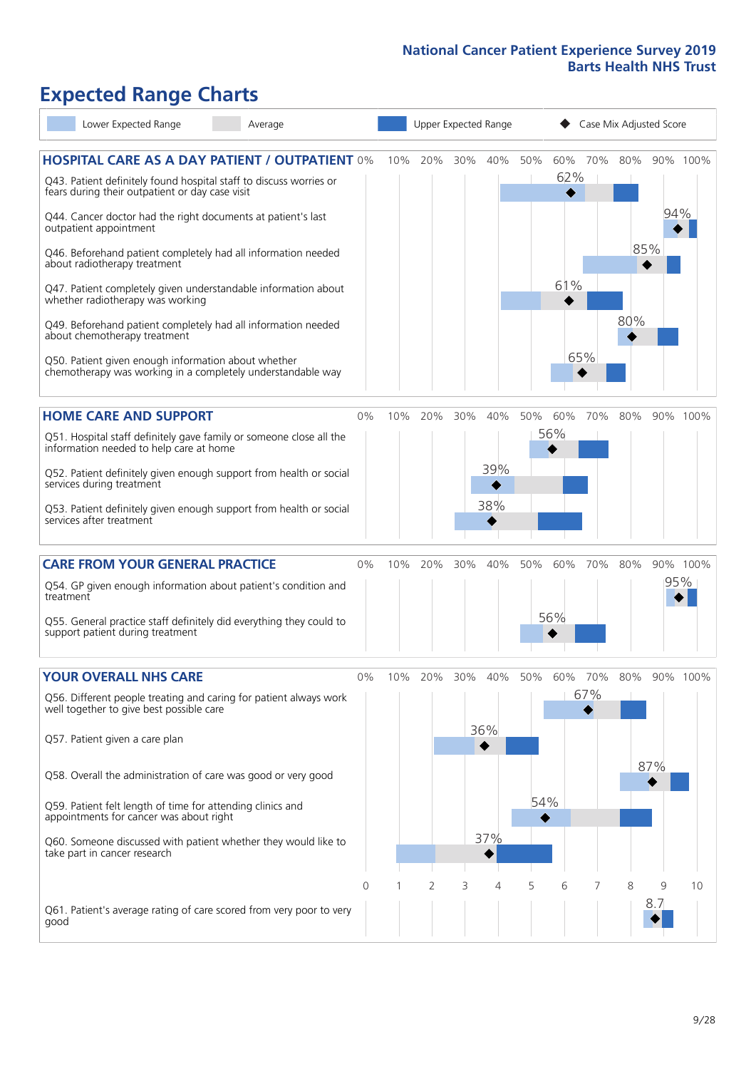# Expected Range Charts

Lower Expected Range | Average | Upper Expected Range | Case Mix Adjusted Score

## HOSPITAL CARE AS A DAY PATIENT / OUTPATIENT

| Question | Case Mix Adjusted Score |
|---|---|
| Q43. Patient definitely found hospital staff to discuss worries or fears during their outpatient or day case visit | 62% |
| Q44. Cancer doctor had the right documents at patient's last outpatient appointment | 94% |
| Q46. Beforehand patient completely had all information needed about radiotherapy treatment | 85% |
| Q47. Patient completely given understandable information about whether radiotherapy treatment was working | 61% |
| Q49. Beforehand patient completely had all information needed about chemotherapy treatment | 80% |
| Q50. Patient given enough information about whether chemotherapy was working in a completely understandable way | 65% |

## HOME CARE AND SUPPORT

| Question | Case Mix Adjusted Score |
|---|---|
| Q51. Hospital staff definitely gave family or someone close all the information needed to help care at home | 56% |
| Q52. Patient definitely given enough support from health or social services during treatment | 39% |
| Q53. Patient definitely given enough support from health or social services after treatment | 38% |

## CARE FROM YOUR GENERAL PRACTICE

| Question | Case Mix Adjusted Score |
|---|---|
| Q54. GP given enough information about patient's condition and treatment | 95% |
| Q55. General practice staff definitely did everything they could to support patient during treatment | 56% |

## YOUR OVERALL NHS CARE

| Question | Case Mix Adjusted Score |
|---|---|
| Q56. Different people treating and caring for patient always work well together to give best possible care | 67% |
| Q57. Patient given a care plan | 36% |
| Q58. Overall the administration of care was good or very good | 87% |
| Q59. Patient felt length of time for attending clinics and appointments for cancer was about right | 54% |
| Q60. Someone discussed with patient whether they would like to take part in cancer research | 37% |
| Q61. Patient's average rating of care scored from very poor to very good | 8.7 |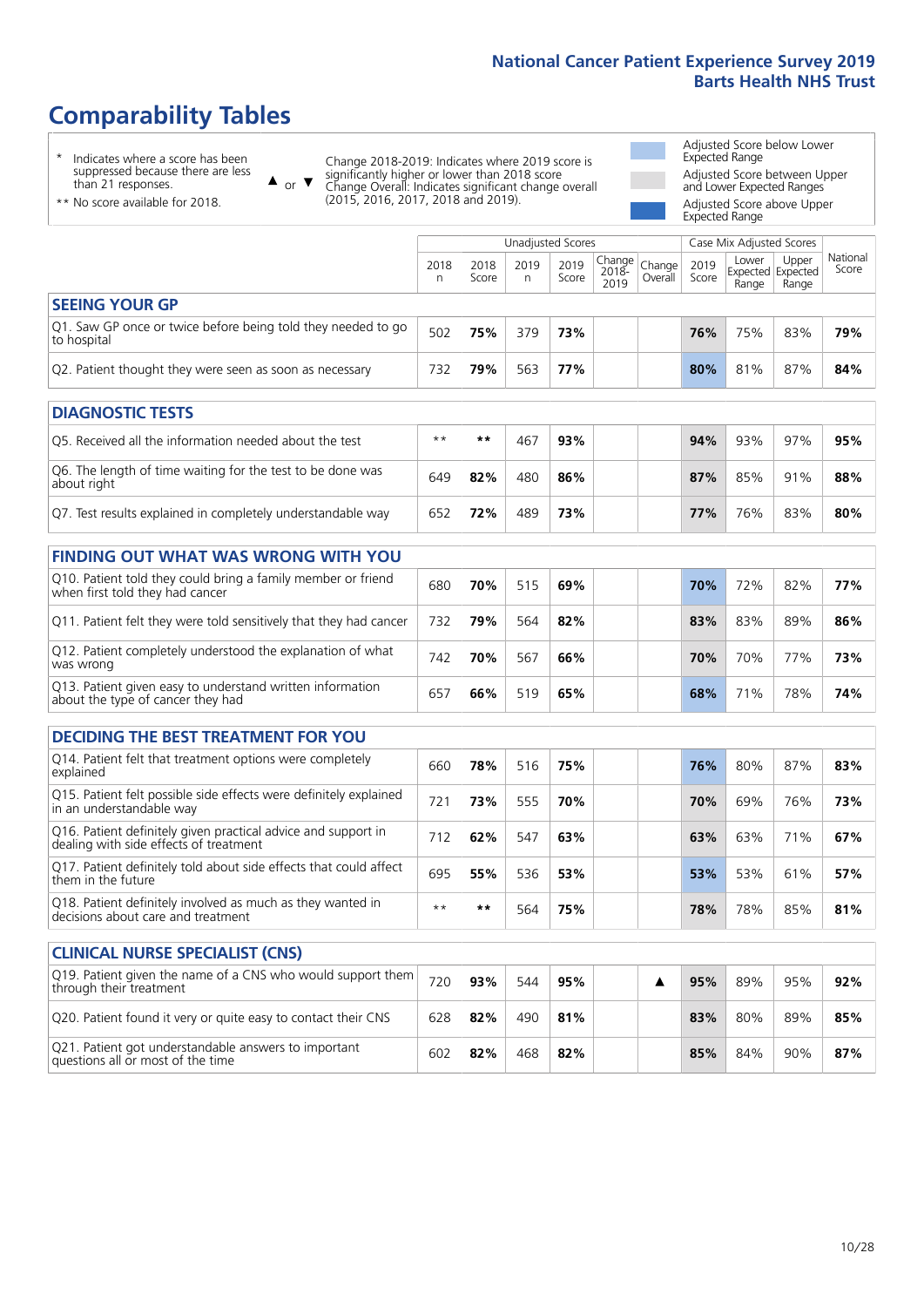# Comparability Tables

\* Indicates where a score has been suppressed because there are less than 21 responses.

\*\* No score available for 2018.

▲ or ▼ Change 2018-2019: Indicates where 2019 score is significantly higher or lower than 2018 score. Change Overall: Indicates significant change overall (2015, 2016, 2017, 2018 and 2019).

Adjusted Score below Lower Expected Range

Adjusted Score between Upper and Lower Expected Ranges

Adjusted Score above Upper Expected Range

| | Unadjusted Scores | | | | | | Case Mix Adjusted Scores | | | |
|---|---|---|---|---|---|---|---|---|---|---|
| | 2018 n | 2018 Score | 2019 n | 2019 Score | Change 2018-2019 | Change Overall | 2019 Score | Lower Expected Range | Upper Expected Range | National Score |
| **SEEING YOUR GP** | | | | | | | | | | |
| Q1. Saw GP once or twice before being told they needed to go to hospital | 502 | **75%** | 379 | **73%** | | | **76%** | 75% | 83% | **79%** |
| Q2. Patient thought they were seen as soon as necessary | 732 | **79%** | 563 | **77%** | | | **80%** | 81% | 87% | **84%** |
| **DIAGNOSTIC TESTS** | | | | | | | | | | |
| Q5. Received all the information needed about the test | ** | ** | 467 | **93%** | | | **94%** | 93% | 97% | **95%** |
| Q6. The length of time waiting for the test to be done was about right | 649 | **82%** | 480 | **86%** | | | **87%** | 85% | 91% | **88%** |
| Q7. Test results explained in completely understandable way | 652 | **72%** | 489 | **73%** | | | **77%** | 76% | 83% | **80%** |
| **FINDING OUT WHAT WAS WRONG WITH YOU** | | | | | | | | | | |
| Q10. Patient told they could bring a family member or friend when first told they had cancer | 680 | **70%** | 515 | **69%** | | | **70%** | 72% | 82% | **77%** |
| Q11. Patient felt they were told sensitively that they had cancer | 732 | **79%** | 564 | **82%** | | | **83%** | 83% | 89% | **86%** |
| Q12. Patient completely understood the explanation of what was wrong | 742 | **70%** | 567 | **66%** | | | **70%** | 70% | 77% | **73%** |
| Q13. Patient given easy to understand written information about the type of cancer they had | 657 | **66%** | 519 | **65%** | | | **68%** | 71% | 78% | **74%** |
| **DECIDING THE BEST TREATMENT FOR YOU** | | | | | | | | | | |
| Q14. Patient felt that treatment options were completely explained | 660 | **78%** | 516 | **75%** | | | **76%** | 80% | 87% | **83%** |
| Q15. Patient felt possible side effects were definitely explained in an understandable way | 721 | **73%** | 555 | **70%** | | | **70%** | 69% | 76% | **73%** |
| Q16. Patient definitely given practical advice and support in dealing with side effects of treatment | 712 | **62%** | 547 | **63%** | | | **63%** | 63% | 71% | **67%** |
| Q17. Patient definitely told about side effects that could affect them in the future | 695 | **55%** | 536 | **53%** | | | **53%** | 53% | 61% | **57%** |
| Q18. Patient definitely involved as much as they wanted in decisions about care and treatment | ** | ** | 564 | **75%** | | | **78%** | 78% | 85% | **81%** |
| **CLINICAL NURSE SPECIALIST (CNS)** | | | | | | | | | | |
| Q19. Patient given the name of a CNS who would support them through their treatment | 720 | **93%** | 544 | **95%** | | ▲ | **95%** | 89% | 95% | **92%** |
| Q20. Patient found it very or quite easy to contact their CNS | 628 | **82%** | 490 | **81%** | | | **83%** | 80% | 89% | **85%** |
| Q21. Patient got understandable answers to important questions all or most of the time | 602 | **82%** | 468 | **82%** | | | **85%** | 84% | 90% | **87%** |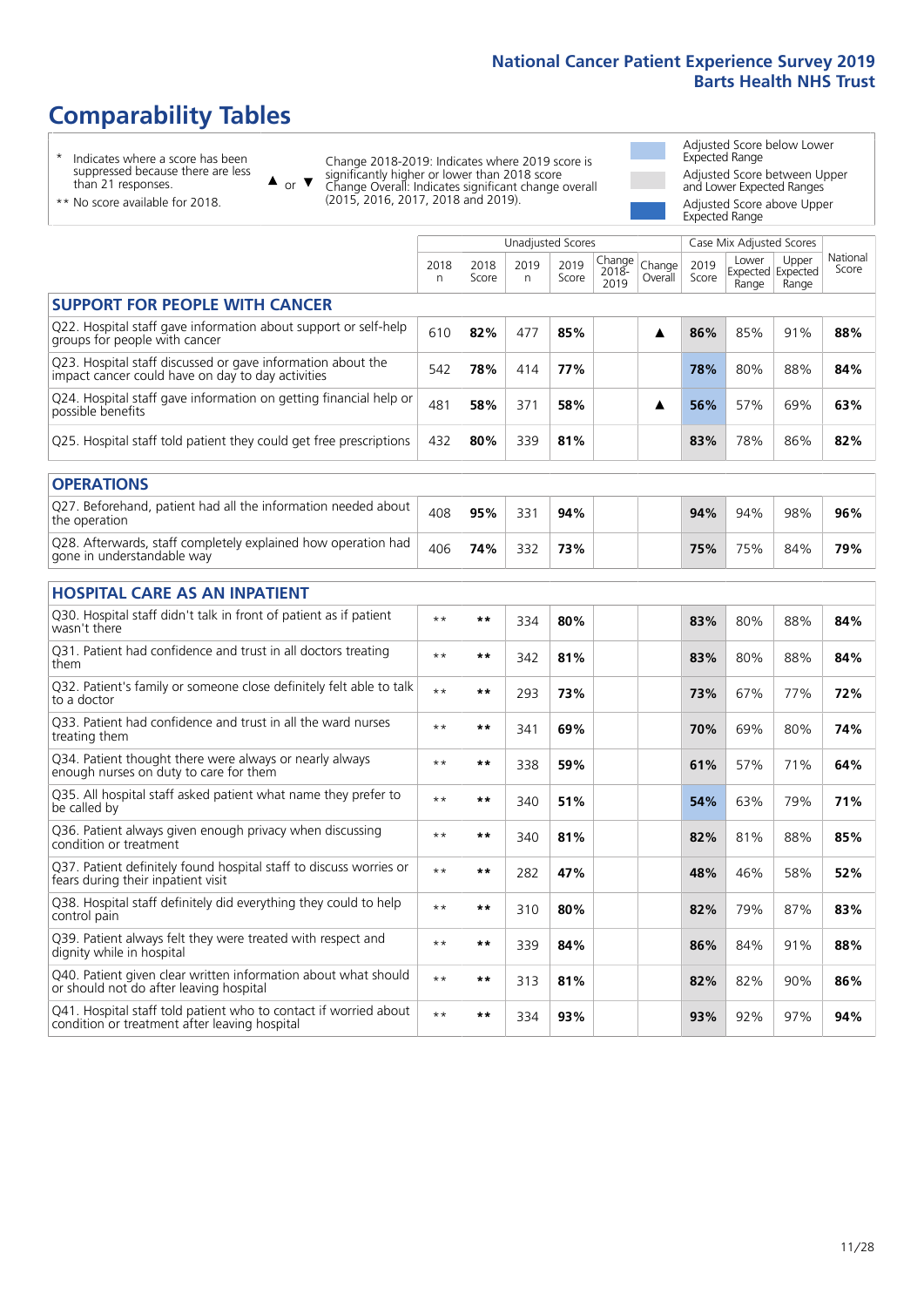# Comparability Tables

\* Indicates where a score has been suppressed because there are less than 21 responses.

\*\* No score available for 2018.

▲ or ▼ Change 2018-2019: Indicates where 2019 score is significantly higher or lower than 2018 score. Change Overall: Indicates significant change overall (2015, 2016, 2017, 2018 and 2019).

Adjusted Score below Lower Expected Range

Adjusted Score between Upper and Lower Expected Ranges

Adjusted Score above Upper Expected Range

| | Unadjusted Scores | | | | | | Case Mix Adjusted Scores | | | |
|---|---|---|---|---|---|---|---|---|---|---|
| | 2018 n | 2018 Score | 2019 n | 2019 Score | Change 2018-2019 | Change Overall | 2019 Score | Lower Expected Range | Upper Expected Range | National Score |
| **SUPPORT FOR PEOPLE WITH CANCER** | | | | | | | | | | |
| Q22. Hospital staff gave information about support or self-help groups for people with cancer | 610 | **82%** | 477 | **85%** | | ▲ | **86%** | 85% | 91% | **88%** |
| Q23. Hospital staff discussed or gave information about the impact cancer could have on day to day activities | 542 | **78%** | 414 | **77%** | | | **78%** | 80% | 88% | **84%** |
| Q24. Hospital staff gave information on getting financial help or possible benefits | 481 | **58%** | 371 | **58%** | | ▲ | **56%** | 57% | 69% | **63%** |
| Q25. Hospital staff told patient they could get free prescriptions | 432 | **80%** | 339 | **81%** | | | **83%** | 78% | 86% | **82%** |
| **OPERATIONS** | | | | | | | | | | |
| Q27. Beforehand, patient had all the information needed about the operation | 408 | **95%** | 331 | **94%** | | | **94%** | 94% | 98% | **96%** |
| Q28. Afterwards, staff completely explained how operation had gone in understandable way | 406 | **74%** | 332 | **73%** | | | **75%** | 75% | 84% | **79%** |
| **HOSPITAL CARE AS AN INPATIENT** | | | | | | | | | | |
| Q30. Hospital staff didn't talk in front of patient as if patient wasn't there | \*\* | **\*\*** | 334 | **80%** | | | **83%** | 80% | 88% | **84%** |
| Q31. Patient had confidence and trust in all doctors treating them | \*\* | **\*\*** | 342 | **81%** | | | **83%** | 80% | 88% | **84%** |
| Q32. Patient's family or someone close definitely felt able to talk to a doctor | \*\* | **\*\*** | 293 | **73%** | | | **73%** | 67% | 77% | **72%** |
| Q33. Patient had confidence and trust in all the ward nurses treating them | \*\* | **\*\*** | 341 | **69%** | | | **70%** | 69% | 80% | **74%** |
| Q34. Patient thought there were always or nearly always enough nurses on duty to care for them | \*\* | **\*\*** | 338 | **59%** | | | **61%** | 57% | 71% | **64%** |
| Q35. All hospital staff asked patient what name they prefer to be called by | \*\* | **\*\*** | 340 | **51%** | | | **54%** | 63% | 79% | **71%** |
| Q36. Patient always given enough privacy when discussing condition or treatment | \*\* | **\*\*** | 340 | **81%** | | | **82%** | 81% | 88% | **85%** |
| Q37. Patient definitely found hospital staff to discuss worries or fears during their inpatient visit | \*\* | **\*\*** | 282 | **47%** | | | **48%** | 46% | 58% | **52%** |
| Q38. Hospital staff definitely did everything they could to help control pain | \*\* | **\*\*** | 310 | **80%** | | | **82%** | 79% | 87% | **83%** |
| Q39. Patient always felt they were treated with respect and dignity while in hospital | \*\* | **\*\*** | 339 | **84%** | | | **86%** | 84% | 91% | **88%** |
| Q40. Patient given clear written information about what should or should not do after leaving hospital | \*\* | **\*\*** | 313 | **81%** | | | **82%** | 82% | 90% | **86%** |
| Q41. Hospital staff told patient who to contact if worried about condition or treatment after leaving hospital | \*\* | **\*\*** | 334 | **93%** | | | **93%** | 92% | 97% | **94%** |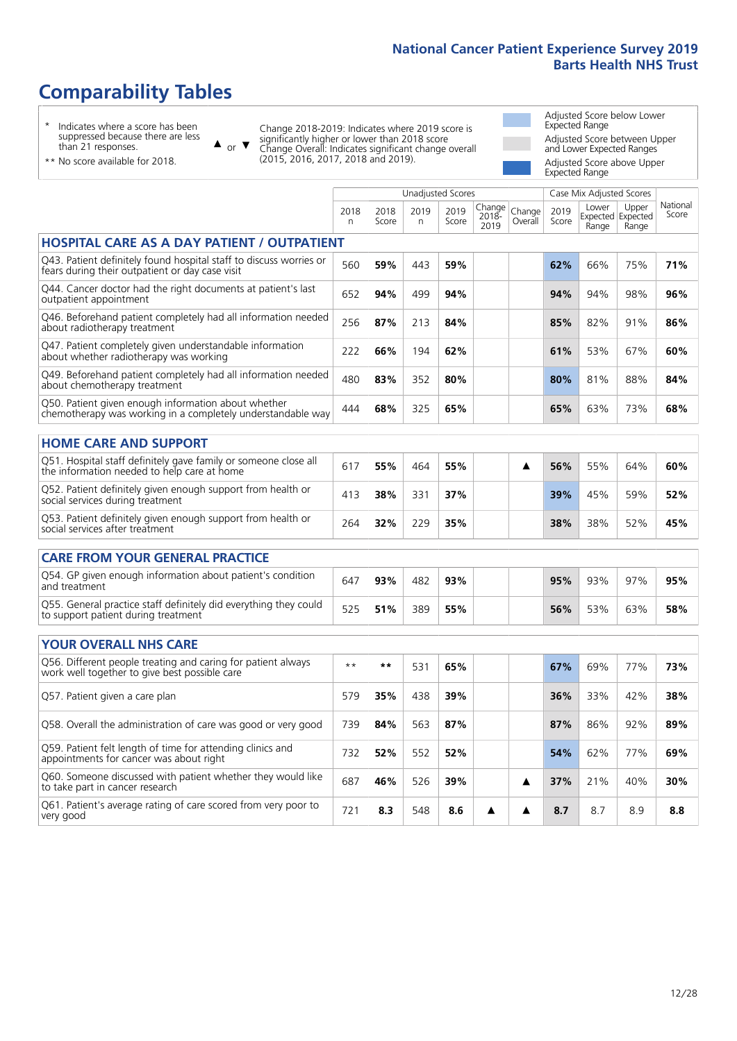# Comparability Tables

\* Indicates where a score has been suppressed because there are less than 21 responses.

\*\* No score available for 2018.

▲ or ▼ Change 2018-2019: Indicates where 2019 score is significantly higher or lower than 2018 score. Change Overall: Indicates significant change overall (2015, 2016, 2017, 2018 and 2019).

- Adjusted Score below Lower Expected Range
- Adjusted Score between Upper and Lower Expected Ranges
- Adjusted Score above Upper Expected Range

| | Unadjusted Scores | | | | | | Case Mix Adjusted Scores | | | |
|---|---|---|---|---|---|---|---|---|---|---|
| | 2018 n | 2018 Score | 2019 n | 2019 Score | Change 2018-2019 | Change Overall | 2019 Score | Lower Expected Range | Upper Expected Range | National Score |
| **HOSPITAL CARE AS A DAY PATIENT / OUTPATIENT** | | | | | | | | | | |
| Q43. Patient definitely found hospital staff to discuss worries or fears during their outpatient or day case visit | 560 | **59%** | 443 | **59%** | | | **62%** | 66% | 75% | **71%** |
| Q44. Cancer doctor had the right documents at patient's last outpatient appointment | 652 | **94%** | 499 | **94%** | | | **94%** | 94% | 98% | **96%** |
| Q46. Beforehand patient completely had all information needed about radiotherapy treatment | 256 | **87%** | 213 | **84%** | | | **85%** | 82% | 91% | **86%** |
| Q47. Patient completely given understandable information about whether radiotherapy was working | 222 | **66%** | 194 | **62%** | | | **61%** | 53% | 67% | **60%** |
| Q49. Beforehand patient completely had all information needed about chemotherapy treatment | 480 | **83%** | 352 | **80%** | | | **80%** | 81% | 88% | **84%** |
| Q50. Patient given enough information about whether chemotherapy was working in a completely understandable way | 444 | **68%** | 325 | **65%** | | | **65%** | 63% | 73% | **68%** |
| **HOME CARE AND SUPPORT** | | | | | | | | | | |
| Q51. Hospital staff definitely gave family or someone close all the information needed to help care at home | 617 | **55%** | 464 | **55%** | | ▲ | **56%** | 55% | 64% | **60%** |
| Q52. Patient definitely given enough support from health or social services during treatment | 413 | **38%** | 331 | **37%** | | | **39%** | 45% | 59% | **52%** |
| Q53. Patient definitely given enough support from health or social services after treatment | 264 | **32%** | 229 | **35%** | | | **38%** | 38% | 52% | **45%** |
| **CARE FROM YOUR GENERAL PRACTICE** | | | | | | | | | | |
| Q54. GP given enough information about patient's condition and treatment | 647 | **93%** | 482 | **93%** | | | **95%** | 93% | 97% | **95%** |
| Q55. General practice staff definitely did everything they could to support patient during treatment | 525 | **51%** | 389 | **55%** | | | **56%** | 53% | 63% | **58%** |
| **YOUR OVERALL NHS CARE** | | | | | | | | | | |
| Q56. Different people treating and caring for patient always work well together to give best possible care | ** | ** | 531 | **65%** | | | **67%** | 69% | 77% | **73%** |
| Q57. Patient given a care plan | 579 | **35%** | 438 | **39%** | | | **36%** | 33% | 42% | **38%** |
| Q58. Overall the administration of care was good or very good | 739 | **84%** | 563 | **87%** | | | **87%** | 86% | 92% | **89%** |
| Q59. Patient felt length of time for attending clinics and appointments for cancer was about right | 732 | **52%** | 552 | **52%** | | | **54%** | 62% | 77% | **69%** |
| Q60. Someone discussed with patient whether they would like to take part in cancer research | 687 | **46%** | 526 | **39%** | | ▲ | **37%** | 21% | 40% | **30%** |
| Q61. Patient's average rating of care scored from very poor to very good | 721 | **8.3** | 548 | **8.6** | ▲ | ▲ | **8.7** | 8.7 | 8.9 | **8.8** |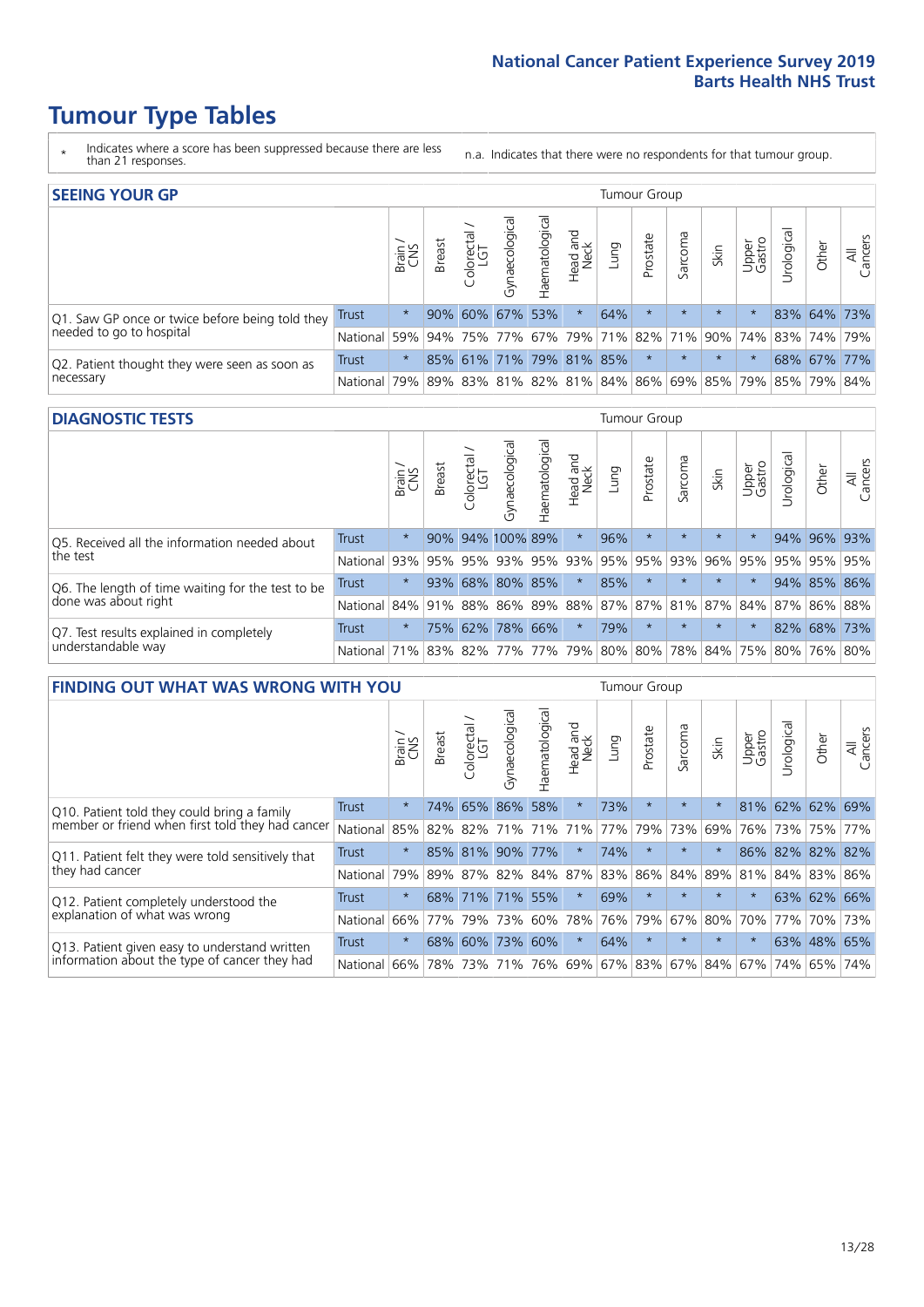# Tumour Type Tables

\* Indicates where a score has been suppressed because there are less than 21 responses.

n.a. Indicates that there were no respondents for that tumour group.

## SEEING YOUR GP

| | | Brain / CNS | Breast | Colorectal / LGT | Gynaecological | Haematological | Head and Neck | Lung | Prostate | Sarcoma | Skin | Upper Gastro | Urological | Other | All Cancers |
|---|---|---|---|---|---|---|---|---|---|---|---|---|---|---|---|
| Q1. Saw GP once or twice before being told they needed to go to hospital | Trust | * | 90% | 60% | 67% | 53% | * | 64% | * | * | * | * | 83% | 64% | 73% |
| | National | 59% | 94% | 75% | 77% | 67% | 79% | 71% | 82% | 71% | 90% | 74% | 83% | 74% | 79% |
| Q2. Patient thought they were seen as soon as necessary | Trust | * | 85% | 61% | 71% | 79% | 81% | 85% | * | * | * | * | 68% | 67% | 77% |
| | National | 79% | 89% | 83% | 81% | 82% | 81% | 84% | 86% | 69% | 85% | 79% | 85% | 79% | 84% |

## DIAGNOSTIC TESTS

| | | Brain / CNS | Breast | Colorectal / LGT | Gynaecological | Haematological | Head and Neck | Lung | Prostate | Sarcoma | Skin | Upper Gastro | Urological | Other | All Cancers |
|---|---|---|---|---|---|---|---|---|---|---|---|---|---|---|---|
| Q5. Received all the information needed about the test | Trust | * | 90% | 94% | 100% | 89% | * | 96% | * | * | * | * | 94% | 96% | 93% |
| | National | 93% | 95% | 95% | 93% | 95% | 93% | 95% | 95% | 93% | 96% | 95% | 95% | 95% | 95% |
| Q6. The length of time waiting for the test to be done was about right | Trust | * | 93% | 68% | 80% | 85% | * | 85% | * | * | * | * | 94% | 85% | 86% |
| | National | 84% | 91% | 88% | 86% | 89% | 88% | 87% | 87% | 81% | 87% | 84% | 87% | 86% | 88% |
| Q7. Test results explained in completely understandable way | Trust | * | 75% | 62% | 78% | 66% | * | 79% | * | * | * | * | 82% | 68% | 73% |
| | National | 71% | 83% | 82% | 77% | 77% | 79% | 80% | 80% | 78% | 84% | 75% | 80% | 76% | 80% |

## FINDING OUT WHAT WAS WRONG WITH YOU

| | | Brain / CNS | Breast | Colorectal / LGT | Gynaecological | Haematological | Head and Neck | Lung | Prostate | Sarcoma | Skin | Upper Gastro | Urological | Other | All Cancers |
|---|---|---|---|---|---|---|---|---|---|---|---|---|---|---|---|
| Q10. Patient told they could bring a family member or friend when first told they had cancer | Trust | * | 74% | 65% | 86% | 58% | * | 73% | * | * | * | 81% | 62% | 62% | 69% |
| | National | 85% | 82% | 82% | 71% | 71% | 71% | 77% | 79% | 73% | 69% | 76% | 73% | 75% | 77% |
| Q11. Patient felt they were told sensitively that they had cancer | Trust | * | 85% | 81% | 90% | 77% | * | 74% | * | * | * | 86% | 82% | 82% | 82% |
| | National | 79% | 89% | 87% | 82% | 84% | 87% | 83% | 86% | 84% | 89% | 81% | 84% | 83% | 86% |
| Q12. Patient completely understood the explanation of what was wrong | Trust | * | 68% | 71% | 71% | 55% | * | 69% | * | * | * | * | 63% | 62% | 66% |
| | National | 66% | 77% | 79% | 73% | 60% | 78% | 76% | 79% | 67% | 80% | 70% | 77% | 70% | 73% |
| Q13. Patient given easy to understand written information about the type of cancer they had | Trust | * | 68% | 60% | 73% | 60% | * | 64% | * | * | * | * | 63% | 48% | 65% |
| | National | 66% | 78% | 73% | 71% | 76% | 69% | 67% | 83% | 67% | 84% | 67% | 74% | 65% | 74% |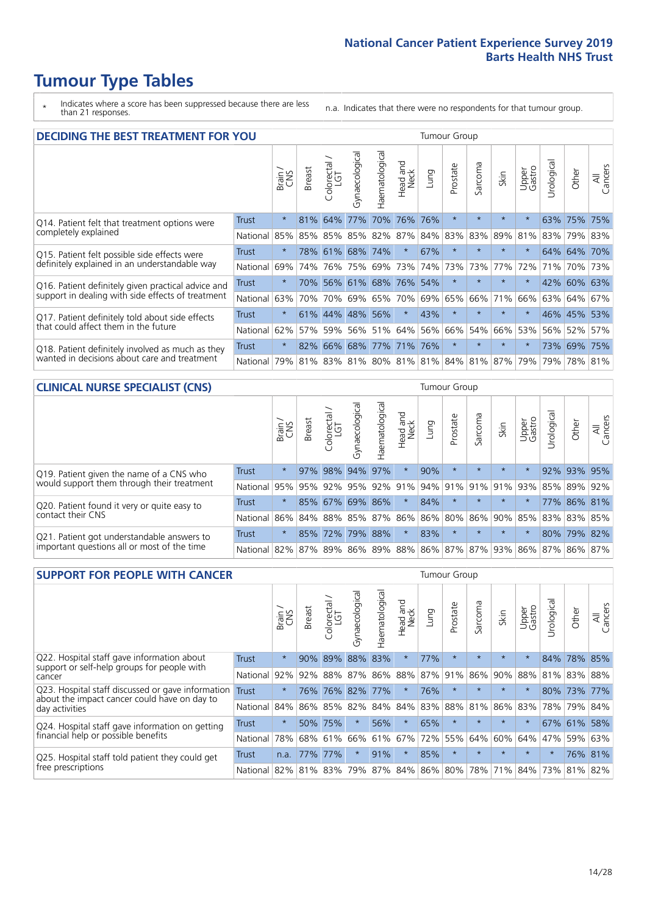# Tumour Type Tables

- \* Indicates where a score has been suppressed because there are less than 21 responses.
- n.a. Indicates that there were no respondents for that tumour group.

## DECIDING THE BEST TREATMENT FOR YOU

| | | Brain / CNS | Breast | Colorectal / LGT | Gynaecological | Haematological | Head and Neck | Lung | Prostate | Sarcoma | Skin | Upper Gastro | Urological | Other | All Cancers |
|---|---|---|---|---|---|---|---|---|---|---|---|---|---|---|---|
| Q14. Patient felt that treatment options were completely explained | Trust | * | 81% | 64% | 77% | 70% | 76% | 76% | * | * | * | * | 63% | 75% | 75% |
| | National | 85% | 85% | 85% | 85% | 82% | 87% | 84% | 83% | 83% | 89% | 81% | 83% | 79% | 83% |
| Q15. Patient felt possible side effects were definitely explained in an understandable way | Trust | * | 78% | 61% | 68% | 74% | * | 67% | * | * | * | * | 64% | 64% | 70% |
| | National | 69% | 74% | 76% | 75% | 69% | 73% | 74% | 73% | 73% | 77% | 72% | 71% | 70% | 73% |
| Q16. Patient definitely given practical advice and support in dealing with side effects of treatment | Trust | * | 70% | 56% | 61% | 68% | 76% | 54% | * | * | * | * | 42% | 60% | 63% |
| | National | 63% | 70% | 70% | 69% | 65% | 70% | 69% | 65% | 66% | 71% | 66% | 63% | 64% | 67% |
| Q17. Patient definitely told about side effects that could affect them in the future | Trust | * | 61% | 44% | 48% | 56% | * | 43% | * | * | * | * | 46% | 45% | 53% |
| | National | 62% | 57% | 59% | 56% | 51% | 64% | 56% | 66% | 54% | 66% | 53% | 56% | 52% | 57% |
| Q18. Patient definitely involved as much as they wanted in decisions about care and treatment | Trust | * | 82% | 66% | 68% | 77% | 71% | 76% | * | * | * | * | 73% | 69% | 75% |
| | National | 79% | 81% | 83% | 81% | 80% | 81% | 81% | 84% | 81% | 87% | 79% | 79% | 78% | 81% |

## CLINICAL NURSE SPECIALIST (CNS)

| | | Brain / CNS | Breast | Colorectal / LGT | Gynaecological | Haematological | Head and Neck | Lung | Prostate | Sarcoma | Skin | Upper Gastro | Urological | Other | All Cancers |
|---|---|---|---|---|---|---|---|---|---|---|---|---|---|---|---|
| Q19. Patient given the name of a CNS who would support them through their treatment | Trust | * | 97% | 98% | 94% | 97% | * | 90% | * | * | * | * | 92% | 93% | 95% |
| | National | 95% | 95% | 92% | 95% | 92% | 91% | 94% | 91% | 91% | 91% | 93% | 85% | 89% | 92% |
| Q20. Patient found it very or quite easy to contact their CNS | Trust | * | 85% | 67% | 69% | 86% | * | 84% | * | * | * | * | 77% | 86% | 81% |
| | National | 86% | 84% | 88% | 85% | 87% | 86% | 86% | 80% | 86% | 90% | 85% | 83% | 83% | 85% |
| Q21. Patient got understandable answers to important questions all or most of the time | Trust | * | 85% | 72% | 79% | 88% | * | 83% | * | * | * | * | 80% | 79% | 82% |
| | National | 82% | 87% | 89% | 86% | 89% | 88% | 86% | 87% | 87% | 93% | 86% | 87% | 86% | 87% |

## SUPPORT FOR PEOPLE WITH CANCER

| | | Brain / CNS | Breast | Colorectal / LGT | Gynaecological | Haematological | Head and Neck | Lung | Prostate | Sarcoma | Skin | Upper Gastro | Urological | Other | All Cancers |
|---|---|---|---|---|---|---|---|---|---|---|---|---|---|---|---|
| Q22. Hospital staff gave information about support or self-help groups for people with cancer | Trust | * | 90% | 89% | 88% | 83% | * | 77% | * | * | * | * | 84% | 78% | 85% |
| | National | 92% | 92% | 88% | 87% | 86% | 88% | 87% | 91% | 86% | 90% | 88% | 81% | 83% | 88% |
| Q23. Hospital staff discussed or gave information about the impact cancer could have on day to day activities | Trust | * | 76% | 76% | 82% | 77% | * | 76% | * | * | * | * | 80% | 73% | 77% |
| | National | 84% | 86% | 85% | 82% | 84% | 84% | 83% | 88% | 81% | 86% | 83% | 78% | 79% | 84% |
| Q24. Hospital staff gave information on getting financial help or possible benefits | Trust | * | 50% | 75% | * | 56% | * | 65% | * | * | * | * | 67% | 61% | 58% |
| | National | 78% | 68% | 61% | 66% | 61% | 67% | 72% | 55% | 64% | 60% | 64% | 47% | 59% | 63% |
| Q25. Hospital staff told patient they could get free prescriptions | Trust | n.a. | 77% | 77% | * | 91% | * | 85% | * | * | * | * | * | 76% | 81% |
| | National | 82% | 81% | 83% | 79% | 87% | 84% | 86% | 80% | 78% | 71% | 84% | 73% | 81% | 82% |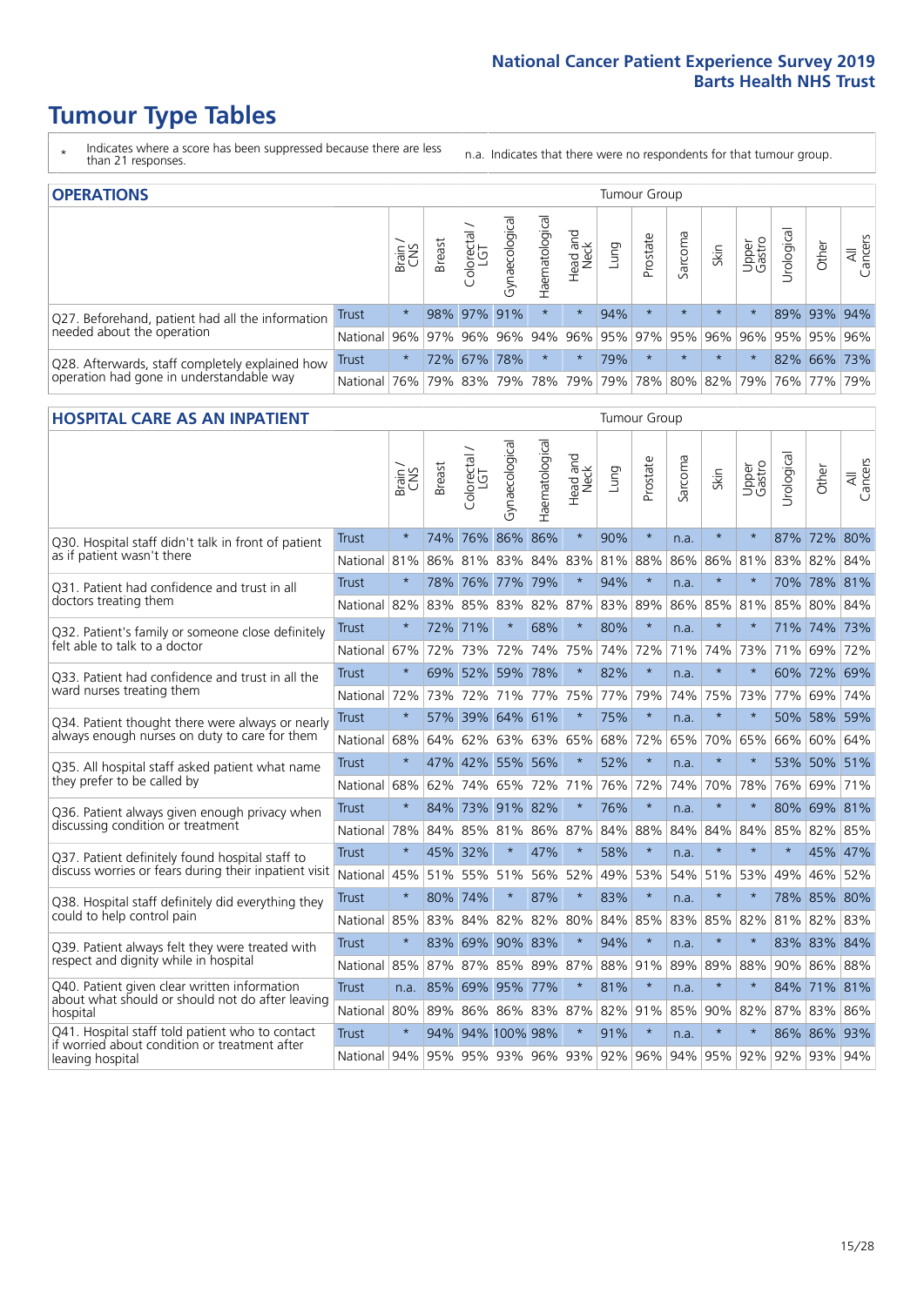# Tumour Type Tables

\* Indicates where a score has been suppressed because there are less than 21 responses.

n.a. Indicates that there were no respondents for that tumour group.

## OPERATIONS

| | | Brain / CNS | Breast | Colorectal / LGT | Gynaecological | Haematological | Head and Neck | Lung | Prostate | Sarcoma | Skin | Upper Gastro | Urological | Other | All Cancers |
|---|---|---|---|---|---|---|---|---|---|---|---|---|---|---|---|
| Q27. Beforehand, patient had all the information needed about the operation | Trust | * | 98% | 97% | 91% | * | * | 94% | * | * | * | * | 89% | 93% | 94% |
| | National | 96% | 97% | 96% | 96% | 94% | 96% | 95% | 97% | 95% | 96% | 96% | 95% | 95% | 96% |
| Q28. Afterwards, staff completely explained how operation had gone in understandable way | Trust | * | 72% | 67% | 78% | * | * | 79% | * | * | * | * | 82% | 66% | 73% |
| | National | 76% | 79% | 83% | 79% | 78% | 79% | 79% | 78% | 80% | 82% | 79% | 76% | 77% | 79% |

## HOSPITAL CARE AS AN INPATIENT

| | | Brain / CNS | Breast | Colorectal / LGT | Gynaecological | Haematological | Head and Neck | Lung | Prostate | Sarcoma | Skin | Upper Gastro | Urological | Other | All Cancers |
|---|---|---|---|---|---|---|---|---|---|---|---|---|---|---|---|
| Q30. Hospital staff didn't talk in front of patient as if patient wasn't there | Trust | * | 74% | 76% | 86% | 86% | * | 90% | * | n.a. | * | * | 87% | 72% | 80% |
| | National | 81% | 86% | 81% | 83% | 84% | 83% | 81% | 88% | 86% | 86% | 81% | 83% | 82% | 84% |
| Q31. Patient had confidence and trust in all doctors treating them | Trust | * | 78% | 76% | 77% | 79% | * | 94% | * | n.a. | * | * | 70% | 78% | 81% |
| | National | 82% | 83% | 85% | 83% | 82% | 87% | 83% | 89% | 86% | 85% | 81% | 85% | 80% | 84% |
| Q32. Patient's family or someone close definitely felt able to talk to a doctor | Trust | * | 72% | 71% | * | 68% | * | 80% | * | n.a. | * | * | 71% | 74% | 73% |
| | National | 67% | 72% | 73% | 72% | 74% | 75% | 74% | 72% | 71% | 74% | 73% | 71% | 69% | 72% |
| Q33. Patient had confidence and trust in all the ward nurses treating them | Trust | * | 69% | 52% | 59% | 78% | * | 82% | * | n.a. | * | * | 60% | 72% | 69% |
| | National | 72% | 73% | 72% | 71% | 77% | 75% | 77% | 79% | 74% | 75% | 73% | 77% | 69% | 74% |
| Q34. Patient thought there were always or nearly always enough nurses on duty to care for them | Trust | * | 57% | 39% | 64% | 61% | * | 75% | * | n.a. | * | * | 50% | 58% | 59% |
| | National | 68% | 64% | 62% | 63% | 63% | 65% | 68% | 72% | 65% | 70% | 65% | 66% | 60% | 64% |
| Q35. All hospital staff asked patient what name they prefer to be called by | Trust | * | 47% | 42% | 55% | 56% | * | 52% | * | n.a. | * | * | 53% | 50% | 51% |
| | National | 68% | 62% | 74% | 65% | 72% | 71% | 76% | 72% | 74% | 70% | 78% | 76% | 69% | 71% |
| Q36. Patient always given enough privacy when discussing condition or treatment | Trust | * | 84% | 73% | 91% | 82% | * | 76% | * | n.a. | * | * | 80% | 69% | 81% |
| | National | 78% | 84% | 85% | 81% | 86% | 87% | 84% | 88% | 84% | 84% | 84% | 85% | 82% | 85% |
| Q37. Patient definitely found hospital staff to discuss worries or fears during their inpatient visit | Trust | * | 45% | 32% | * | 47% | * | 58% | * | n.a. | * | * | * | 45% | 47% |
| | National | 45% | 51% | 55% | 51% | 56% | 52% | 49% | 53% | 54% | 51% | 53% | 49% | 46% | 52% |
| Q38. Hospital staff definitely did everything they could to help control pain | Trust | * | 80% | 74% | * | 87% | * | 83% | * | n.a. | * | * | 78% | 85% | 80% |
| | National | 85% | 83% | 84% | 82% | 82% | 80% | 84% | 85% | 83% | 85% | 82% | 81% | 82% | 83% |
| Q39. Patient always felt they were treated with respect and dignity while in hospital | Trust | * | 83% | 69% | 90% | 83% | * | 94% | * | n.a. | * | * | 83% | 83% | 84% |
| | National | 85% | 87% | 87% | 85% | 89% | 87% | 88% | 91% | 89% | 89% | 88% | 90% | 86% | 88% |
| Q40. Patient given clear written information about what should or should not do after leaving hospital | Trust | n.a. | 85% | 69% | 95% | 77% | * | 81% | * | n.a. | * | * | 84% | 71% | 81% |
| | National | 80% | 89% | 86% | 86% | 83% | 87% | 82% | 91% | 85% | 90% | 82% | 87% | 83% | 86% |
| Q41. Hospital staff told patient who to contact if worried about condition or treatment after leaving hospital | Trust | * | 94% | 94% | 100% | 98% | * | 91% | * | n.a. | * | * | 86% | 86% | 93% |
| | National | 94% | 95% | 95% | 93% | 96% | 93% | 92% | 96% | 94% | 95% | 92% | 92% | 93% | 94% |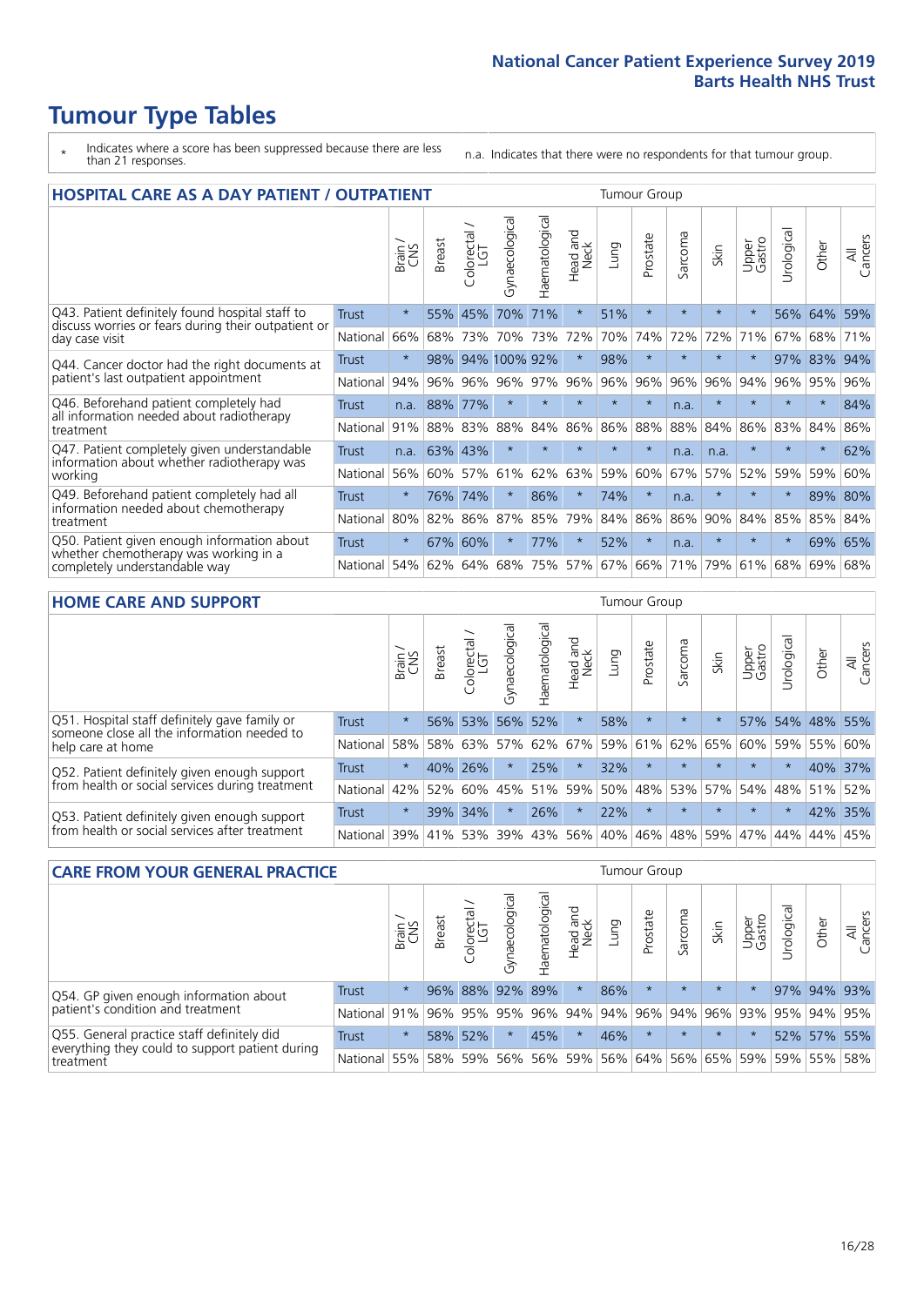# Tumour Type Tables

\* Indicates where a score has been suppressed because there are less than 21 responses.

n.a. Indicates that there were no respondents for that tumour group.

## HOSPITAL CARE AS A DAY PATIENT / OUTPATIENT

| | | Brain / CNS | Breast | Colorectal / LGT | Gynaecological | Haematological | Head and Neck | Lung | Prostate | Sarcoma | Skin | Upper Gastro | Urological | Other | All Cancers |
|---|---|---|---|---|---|---|---|---|---|---|---|---|---|---|---|
| Q43. Patient definitely found hospital staff to discuss worries or fears during their outpatient or day case visit | Trust | * | 55% | 45% | 70% | 71% | * | 51% | * | * | * | * | 56% | 64% | 59% |
| | National | 66% | 68% | 73% | 70% | 73% | 72% | 70% | 74% | 72% | 72% | 71% | 67% | 68% | 71% |
| Q44. Cancer doctor had the right documents at patient's last outpatient appointment | Trust | * | 98% | 94% | 100% | 92% | * | 98% | * | * | * | * | 97% | 83% | 94% |
| | National | 94% | 96% | 96% | 96% | 97% | 96% | 96% | 96% | 96% | 96% | 94% | 96% | 95% | 96% |
| Q46. Beforehand patient completely had all information needed about radiotherapy treatment | Trust | n.a. | 88% | 77% | * | * | * | * | * | n.a. | * | * | * | * | 84% |
| | National | 91% | 88% | 83% | 88% | 84% | 86% | 86% | 88% | 88% | 84% | 86% | 83% | 84% | 86% |
| Q47. Patient completely given understandable information about whether radiotherapy was working | Trust | n.a. | 63% | 43% | * | * | * | * | * | n.a. | n.a. | * | * | * | 62% |
| | National | 56% | 60% | 57% | 61% | 62% | 63% | 59% | 60% | 67% | 57% | 52% | 59% | 59% | 60% |
| Q49. Beforehand patient completely had all information needed about chemotherapy treatment | Trust | * | 76% | 74% | * | 86% | * | 74% | * | n.a. | * | * | * | 89% | 80% |
| | National | 80% | 82% | 86% | 87% | 85% | 79% | 84% | 86% | 86% | 90% | 84% | 85% | 85% | 84% |
| Q50. Patient given enough information about whether chemotherapy was working in a completely understandable way | Trust | * | 67% | 60% | * | 77% | * | 52% | * | n.a. | * | * | * | 69% | 65% |
| | National | 54% | 62% | 64% | 68% | 75% | 57% | 67% | 66% | 71% | 79% | 61% | 68% | 69% | 68% |

## HOME CARE AND SUPPORT

| | | Brain / CNS | Breast | Colorectal / LGT | Gynaecological | Haematological | Head and Neck | Lung | Prostate | Sarcoma | Skin | Upper Gastro | Urological | Other | All Cancers |
|---|---|---|---|---|---|---|---|---|---|---|---|---|---|---|---|
| Q51. Hospital staff definitely gave family or someone close all the information needed to help care at home | Trust | * | 56% | 53% | 56% | 52% | * | 58% | * | * | * | 57% | 54% | 48% | 55% |
| | National | 58% | 58% | 63% | 57% | 62% | 67% | 59% | 61% | 62% | 65% | 60% | 59% | 55% | 60% |
| Q52. Patient definitely given enough support from health or social services during treatment | Trust | * | 40% | 26% | * | 25% | * | 32% | * | * | * | * | * | 40% | 37% |
| | National | 42% | 52% | 60% | 45% | 51% | 59% | 50% | 48% | 53% | 57% | 54% | 48% | 51% | 52% |
| Q53. Patient definitely given enough support from health or social services after treatment | Trust | * | 39% | 34% | * | 26% | * | 22% | * | * | * | * | * | 42% | 35% |
| | National | 39% | 41% | 53% | 39% | 43% | 56% | 40% | 46% | 48% | 59% | 47% | 44% | 44% | 45% |

## CARE FROM YOUR GENERAL PRACTICE

| | | Brain / CNS | Breast | Colorectal / LGT | Gynaecological | Haematological | Head and Neck | Lung | Prostate | Sarcoma | Skin | Upper Gastro | Urological | Other | All Cancers |
|---|---|---|---|---|---|---|---|---|---|---|---|---|---|---|---|
| Q54. GP given enough information about patient's condition and treatment | Trust | * | 96% | 88% | 92% | 89% | * | 86% | * | * | * | * | 97% | 94% | 93% |
| | National | 91% | 96% | 95% | 95% | 96% | 94% | 94% | 96% | 94% | 96% | 93% | 95% | 94% | 95% |
| Q55. General practice staff definitely did everything they could to support patient during treatment | Trust | * | 58% | 52% | * | 45% | * | 46% | * | * | * | * | 52% | 57% | 55% |
| | National | 55% | 58% | 59% | 56% | 56% | 59% | 56% | 64% | 56% | 65% | 59% | 59% | 55% | 58% |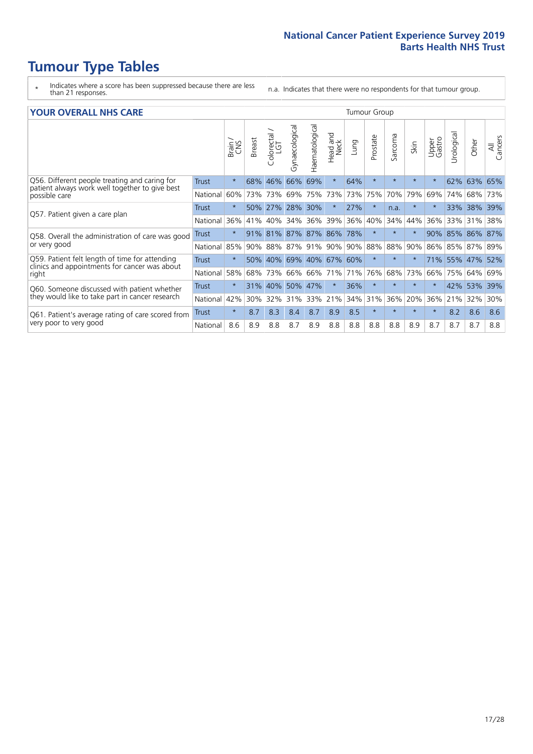# Tumour Type Tables

\* Indicates where a score has been suppressed because there are less than 21 responses.

n.a. Indicates that there were no respondents for that tumour group.

## YOUR OVERALL NHS CARE

| | | Brain / CNS | Breast | Colorectal / LGT | Gynaecological | Haematological | Head and Neck | Lung | Prostate | Sarcoma | Skin | Upper Gastro | Urological | Other | All Cancers |
|---|---|---|---|---|---|---|---|---|---|---|---|---|---|---|---|
| Q56. Different people treating and caring for patient always work well together to give best possible care | Trust | * | 68% | 46% | 66% | 69% | * | 64% | * | * | * | * | 62% | 63% | 65% |
| | National | 60% | 73% | 73% | 69% | 75% | 73% | 73% | 75% | 70% | 79% | 69% | 74% | 68% | 73% |
| Q57. Patient given a care plan | Trust | * | 50% | 27% | 28% | 30% | * | 27% | * | n.a. | * | * | 33% | 38% | 39% |
| | National | 36% | 41% | 40% | 34% | 36% | 39% | 36% | 40% | 34% | 44% | 36% | 33% | 31% | 38% |
| Q58. Overall the administration of care was good or very good | Trust | * | 91% | 81% | 87% | 87% | 86% | 78% | * | * | * | 90% | 85% | 86% | 87% |
| | National | 85% | 90% | 88% | 87% | 91% | 90% | 90% | 88% | 88% | 90% | 86% | 85% | 87% | 89% |
| Q59. Patient felt length of time for attending clinics and appointments for cancer was about right | Trust | * | 50% | 40% | 69% | 40% | 67% | 60% | * | * | * | 71% | 55% | 47% | 52% |
| | National | 58% | 68% | 73% | 66% | 66% | 71% | 71% | 76% | 68% | 73% | 66% | 75% | 64% | 69% |
| Q60. Someone discussed with patient whether they would like to take part in cancer research | Trust | * | 31% | 40% | 50% | 47% | * | 36% | * | * | * | * | 42% | 53% | 39% |
| | National | 42% | 30% | 32% | 31% | 33% | 21% | 34% | 31% | 36% | 20% | 36% | 21% | 32% | 30% |
| Q61. Patient's average rating of care scored from very poor to very good | Trust | * | 8.7 | 8.3 | 8.4 | 8.7 | 8.9 | 8.5 | * | * | * | * | 8.2 | 8.6 | 8.6 |
| | National | 8.6 | 8.9 | 8.8 | 8.7 | 8.9 | 8.8 | 8.8 | 8.8 | 8.8 | 8.9 | 8.7 | 8.7 | 8.7 | 8.8 |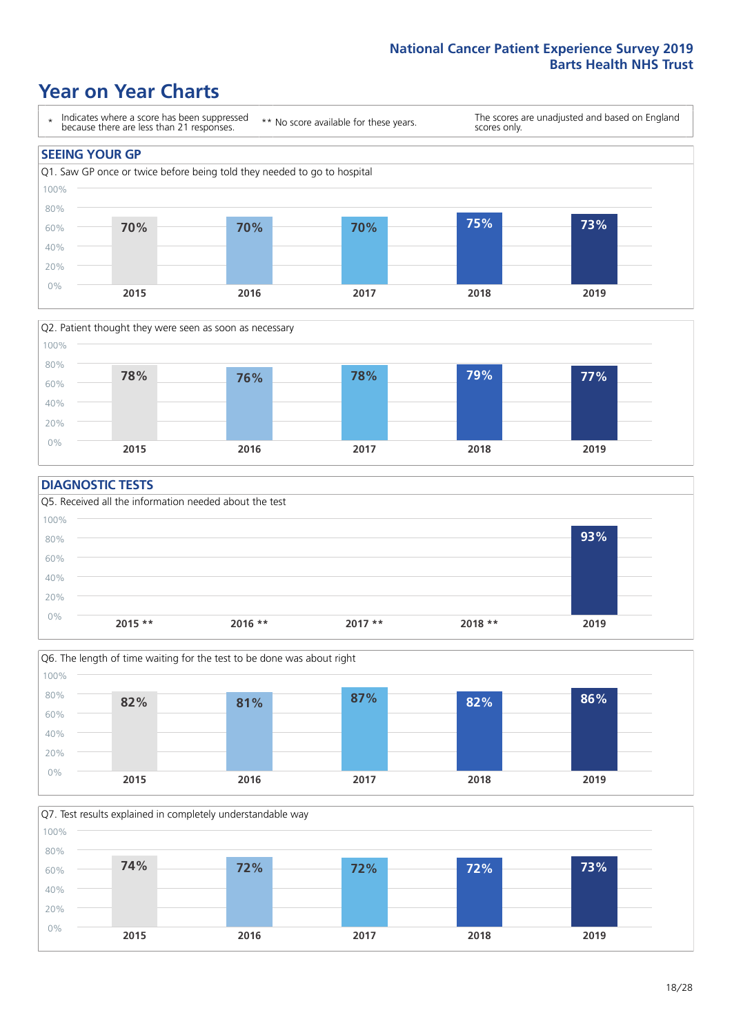# Year on Year Charts

\* Indicates where a score has been suppressed because there are less than 21 responses.

\*\* No score available for these years.

The scores are unadjusted and based on England scores only.

## SEEING YOUR GP

Q1. Saw GP once or twice before being told they needed to go to hospital

| 2015 | 2016 | 2017 | 2018 | 2019 |
|---|---|---|---|---|
| 70% | 70% | 70% | 75% | 73% |

Q2. Patient thought they were seen as soon as necessary

| 2015 | 2016 | 2017 | 2018 | 2019 |
|---|---|---|---|---|
| 78% | 76% | 78% | 79% | 77% |

## DIAGNOSTIC TESTS

Q5. Received all the information needed about the test

| 2015 ** | 2016 ** | 2017 ** | 2018 ** | 2019 |
|---|---|---|---|---|
| | | | | 93% |

Q6. The length of time waiting for the test to be done was about right

| 2015 | 2016 | 2017 | 2018 | 2019 |
|---|---|---|---|---|
| 82% | 81% | 87% | 82% | 86% |

Q7. Test results explained in completely understandable way

| 2015 | 2016 | 2017 | 2018 | 2019 |
|---|---|---|---|---|
| 74% | 72% | 72% | 72% | 73% |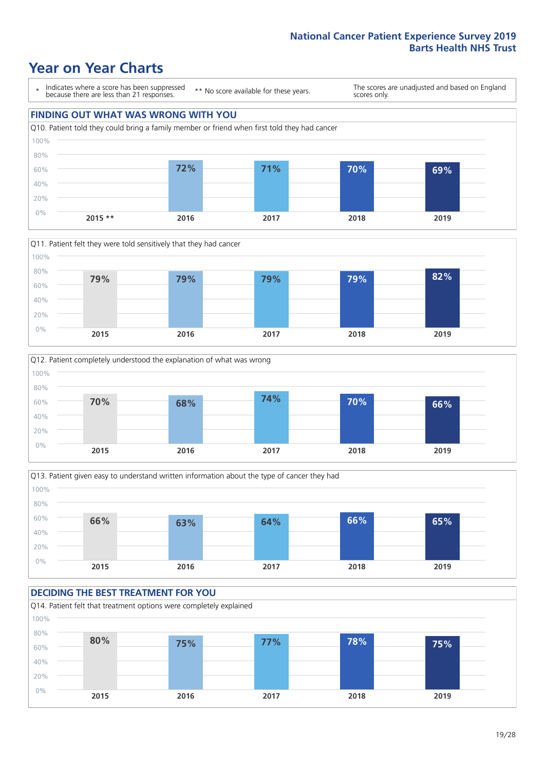# Year on Year Charts

\* Indicates where a score has been suppressed because there are less than 21 responses.

** No score available for these years.

The scores are unadjusted and based on England scores only.

## FINDING OUT WHAT WAS WRONG WITH YOU

Q10. Patient told they could bring a family member or friend when first told they had cancer

| 2015 ** | 2016 | 2017 | 2018 | 2019 |
|---|---|---|---|---|
| | 72% | 71% | 70% | 69% |

Q11. Patient felt they were told sensitively that they had cancer

| 2015 | 2016 | 2017 | 2018 | 2019 |
|---|---|---|---|---|
| 79% | 79% | 79% | 79% | 82% |

Q12. Patient completely understood the explanation of what was wrong

| 2015 | 2016 | 2017 | 2018 | 2019 |
|---|---|---|---|---|
| 70% | 68% | 74% | 70% | 66% |

Q13. Patient given easy to understand written information about the type of cancer they had

| 2015 | 2016 | 2017 | 2018 | 2019 |
|---|---|---|---|---|
| 66% | 63% | 64% | 66% | 65% |

## DECIDING THE BEST TREATMENT FOR YOU

Q14. Patient felt that treatment options were completely explained

| 2015 | 2016 | 2017 | 2018 | 2019 |
|---|---|---|---|---|
| 80% | 75% | 77% | 78% | 75% |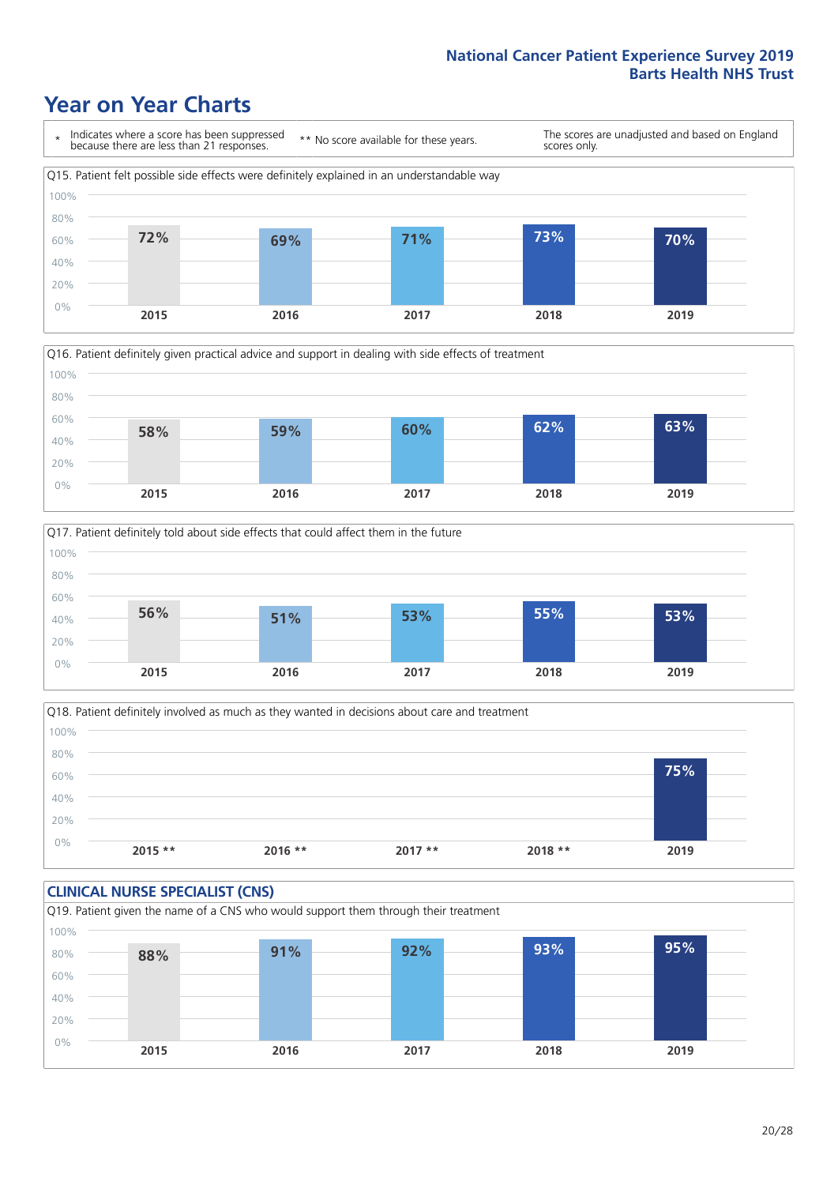# Year on Year Charts

\* Indicates where a score has been suppressed because there are less than 21 responses.

** No score available for these years.

The scores are unadjusted and based on England scores only.

Q15. Patient felt possible side effects were definitely explained in an understandable way

| 2015 | 2016 | 2017 | 2018 | 2019 |
|---|---|---|---|---|
| 72% | 69% | 71% | 73% | 70% |

Q16. Patient definitely given practical advice and support in dealing with side effects of treatment

| 2015 | 2016 | 2017 | 2018 | 2019 |
|---|---|---|---|---|
| 58% | 59% | 60% | 62% | 63% |

Q17. Patient definitely told about side effects that could affect them in the future

| 2015 | 2016 | 2017 | 2018 | 2019 |
|---|---|---|---|---|
| 56% | 51% | 53% | 55% | 53% |

Q18. Patient definitely involved as much as they wanted in decisions about care and treatment

| 2015 ** | 2016 ** | 2017 ** | 2018 ** | 2019 |
|---|---|---|---|---|
| | | | | 75% |

## CLINICAL NURSE SPECIALIST (CNS)

Q19. Patient given the name of a CNS who would support them through their treatment

| 2015 | 2016 | 2017 | 2018 | 2019 |
|---|---|---|---|---|
| 88% | 91% | 92% | 93% | 95% |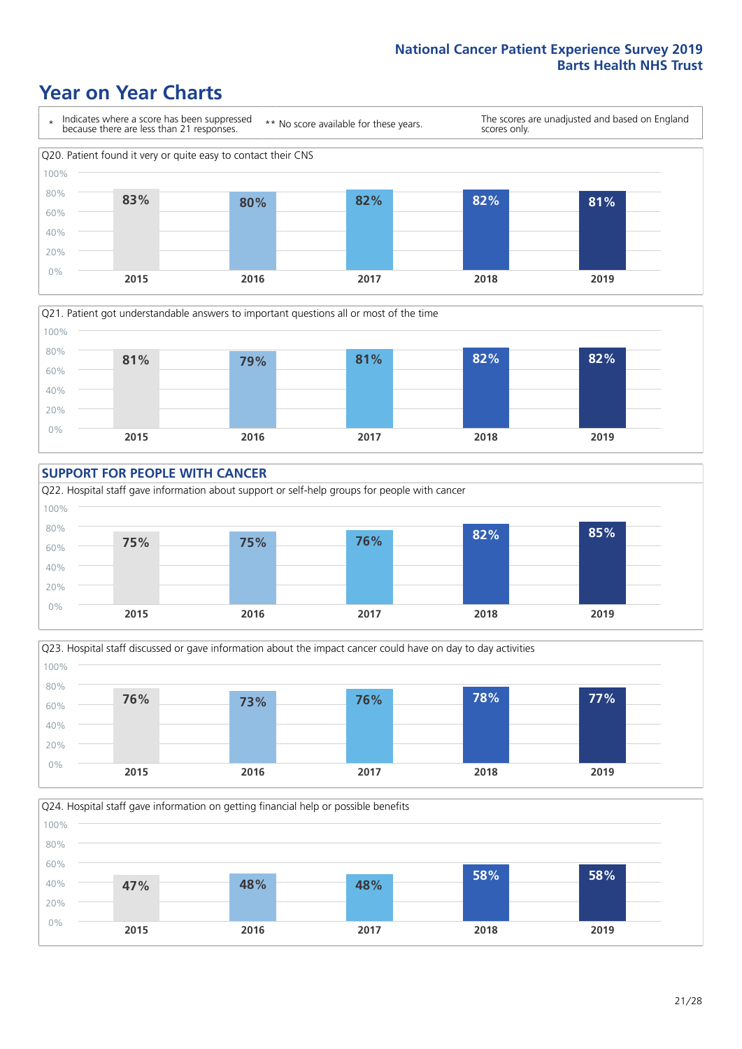## Year on Year Charts

\* Indicates where a score has been suppressed because there are less than 21 responses.

** No score available for these years.

The scores are unadjusted and based on England scores only.

Q20. Patient found it very or quite easy to contact their CNS

| 2015 | 2016 | 2017 | 2018 | 2019 |
|---|---|---|---|---|
| 83% | 80% | 82% | 82% | 81% |

Q21. Patient got understandable answers to important questions all or most of the time

| 2015 | 2016 | 2017 | 2018 | 2019 |
|---|---|---|---|---|
| 81% | 79% | 81% | 82% | 82% |

### SUPPORT FOR PEOPLE WITH CANCER

Q22. Hospital staff gave information about support or self-help groups for people with cancer

| 2015 | 2016 | 2017 | 2018 | 2019 |
|---|---|---|---|---|
| 75% | 75% | 76% | 82% | 85% |

Q23. Hospital staff discussed or gave information about the impact cancer could have on day to day activities

| 2015 | 2016 | 2017 | 2018 | 2019 |
|---|---|---|---|---|
| 76% | 73% | 76% | 78% | 77% |

Q24. Hospital staff gave information on getting financial help or possible benefits

| 2015 | 2016 | 2017 | 2018 | 2019 |
|---|---|---|---|---|
| 47% | 48% | 48% | 58% | 58% |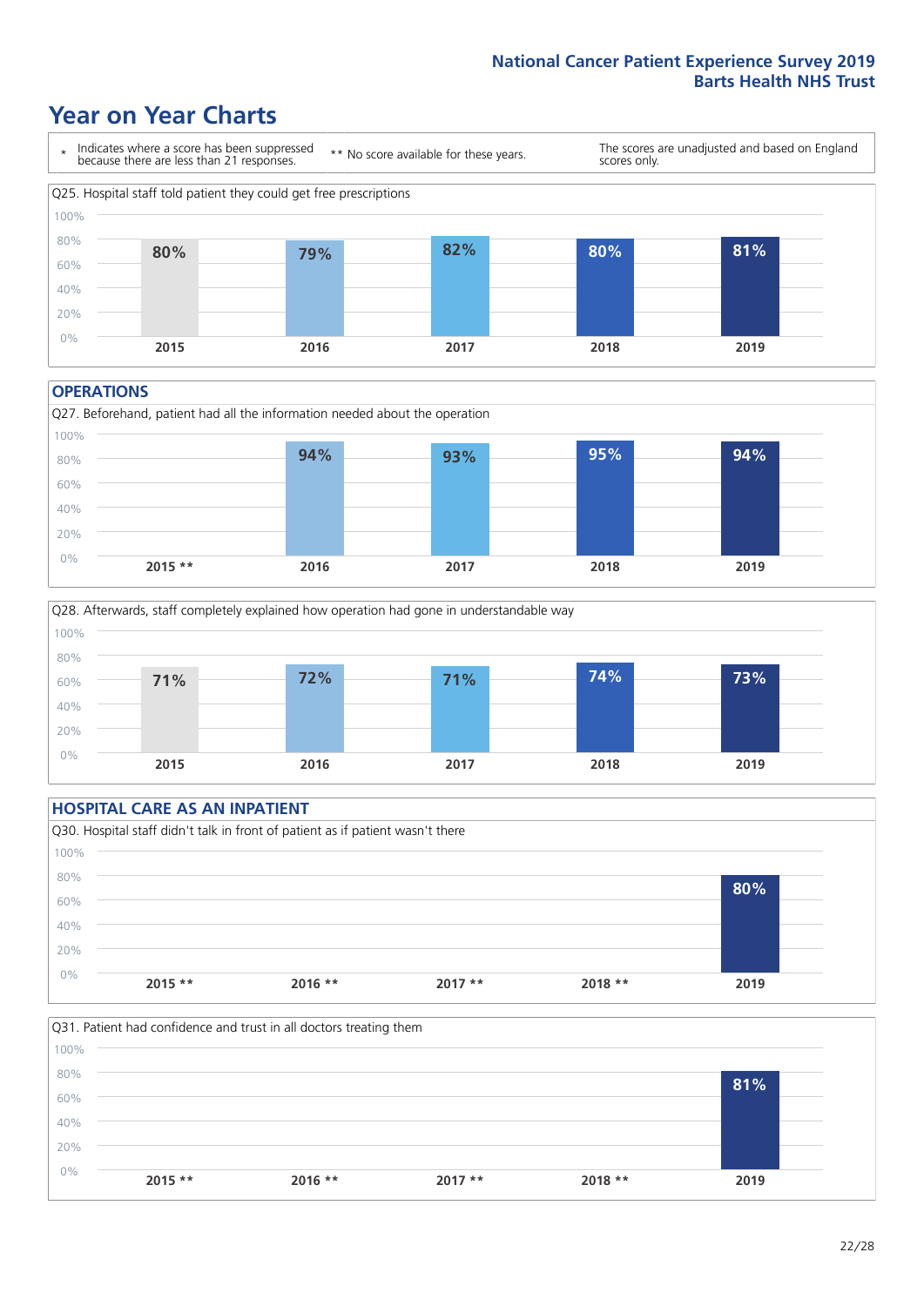## Year on Year Charts

\* Indicates where a score has been suppressed because there are less than 21 responses.

** No score available for these years.

The scores are unadjusted and based on England scores only.

Q25. Hospital staff told patient they could get free prescriptions

| 2015 | 2016 | 2017 | 2018 | 2019 |
|---|---|---|---|---|
| 80% | 79% | 82% | 80% | 81% |

### OPERATIONS

Q27. Beforehand, patient had all the information needed about the operation

| 2015 ** | 2016 | 2017 | 2018 | 2019 |
|---|---|---|---|---|
| | 94% | 93% | 95% | 94% |

Q28. Afterwards, staff completely explained how operation had gone in understandable way

| 2015 | 2016 | 2017 | 2018 | 2019 |
|---|---|---|---|---|
| 71% | 72% | 71% | 74% | 73% |

### HOSPITAL CARE AS AN INPATIENT

Q30. Hospital staff didn't talk in front of patient as if patient wasn't there

| 2015 ** | 2016 ** | 2017 ** | 2018 ** | 2019 |
|---|---|---|---|---|
| | | | | 80% |

Q31. Patient had confidence and trust in all doctors treating them

| 2015 ** | 2016 ** | 2017 ** | 2018 ** | 2019 |
|---|---|---|---|---|
| | | | | 81% |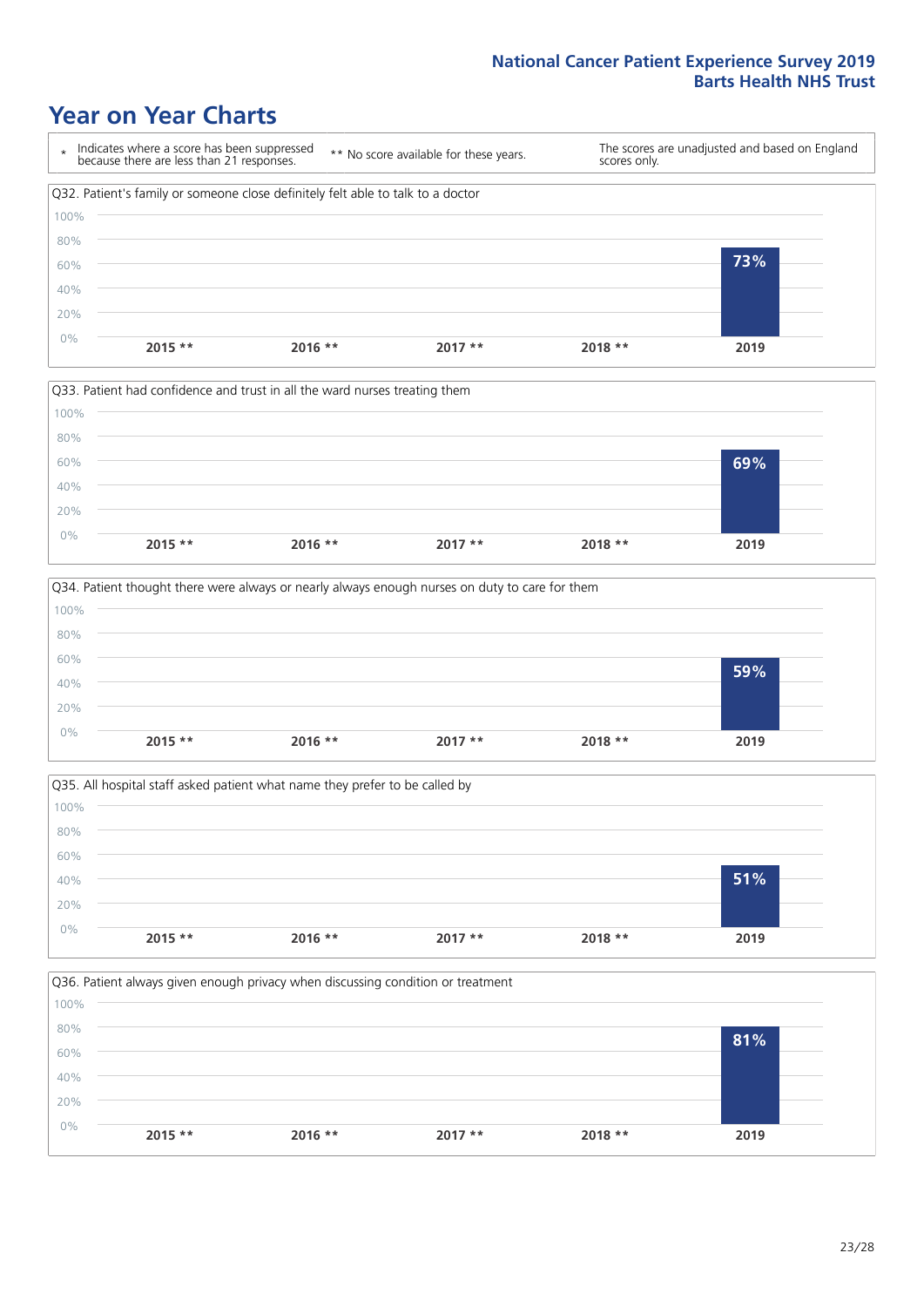# Year on Year Charts

\* Indicates where a score has been suppressed because there are less than 21 responses.

** No score available for these years.

The scores are unadjusted and based on England scores only.

Q32. Patient's family or someone close definitely felt able to talk to a doctor

| 2015 ** | 2016 ** | 2017 ** | 2018 ** | 2019 |
|---|---|---|---|---|
| | | | | 73% |

Q33. Patient had confidence and trust in all the ward nurses treating them

| 2015 ** | 2016 ** | 2017 ** | 2018 ** | 2019 |
|---|---|---|---|---|
| | | | | 69% |

Q34. Patient thought there were always or nearly always enough nurses on duty to care for them

| 2015 ** | 2016 ** | 2017 ** | 2018 ** | 2019 |
|---|---|---|---|---|
| | | | | 59% |

Q35. All hospital staff asked patient what name they prefer to be called by

| 2015 ** | 2016 ** | 2017 ** | 2018 ** | 2019 |
|---|---|---|---|---|
| | | | | 51% |

Q36. Patient always given enough privacy when discussing condition or treatment

| 2015 ** | 2016 ** | 2017 ** | 2018 ** | 2019 |
|---|---|---|---|---|
| | | | | 81% |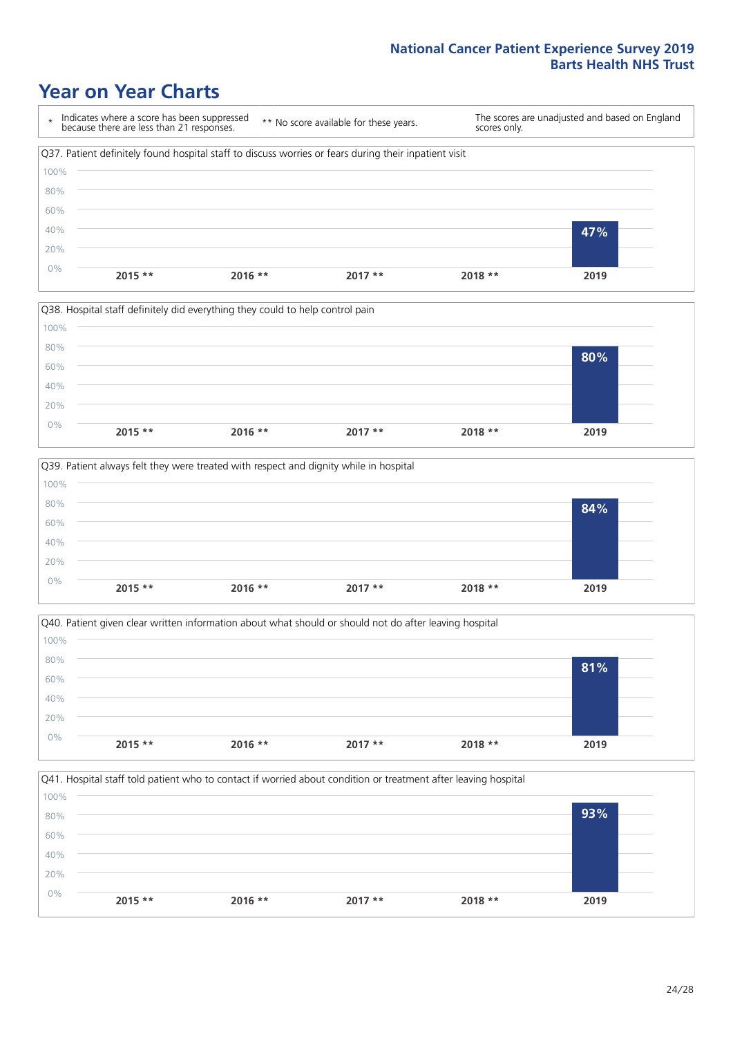# Year on Year Charts

\* Indicates where a score has been suppressed because there are less than 21 responses.

** No score available for these years.

The scores are unadjusted and based on England scores only.

Q37. Patient definitely found hospital staff to discuss worries or fears during their inpatient visit

| 2015 ** | 2016 ** | 2017 ** | 2018 ** | 2019 |
|---|---|---|---|---|
| | | | | 47% |

Q38. Hospital staff definitely did everything they could to help control pain

| 2015 ** | 2016 ** | 2017 ** | 2018 ** | 2019 |
|---|---|---|---|---|
| | | | | 80% |

Q39. Patient always felt they were treated with respect and dignity while in hospital

| 2015 ** | 2016 ** | 2017 ** | 2018 ** | 2019 |
|---|---|---|---|---|
| | | | | 84% |

Q40. Patient given clear written information about what should or should not do after leaving hospital

| 2015 ** | 2016 ** | 2017 ** | 2018 ** | 2019 |
|---|---|---|---|---|
| | | | | 81% |

Q41. Hospital staff told patient who to contact if worried about condition or treatment after leaving hospital

| 2015 ** | 2016 ** | 2017 ** | 2018 ** | 2019 |
|---|---|---|---|---|
| | | | | 93% |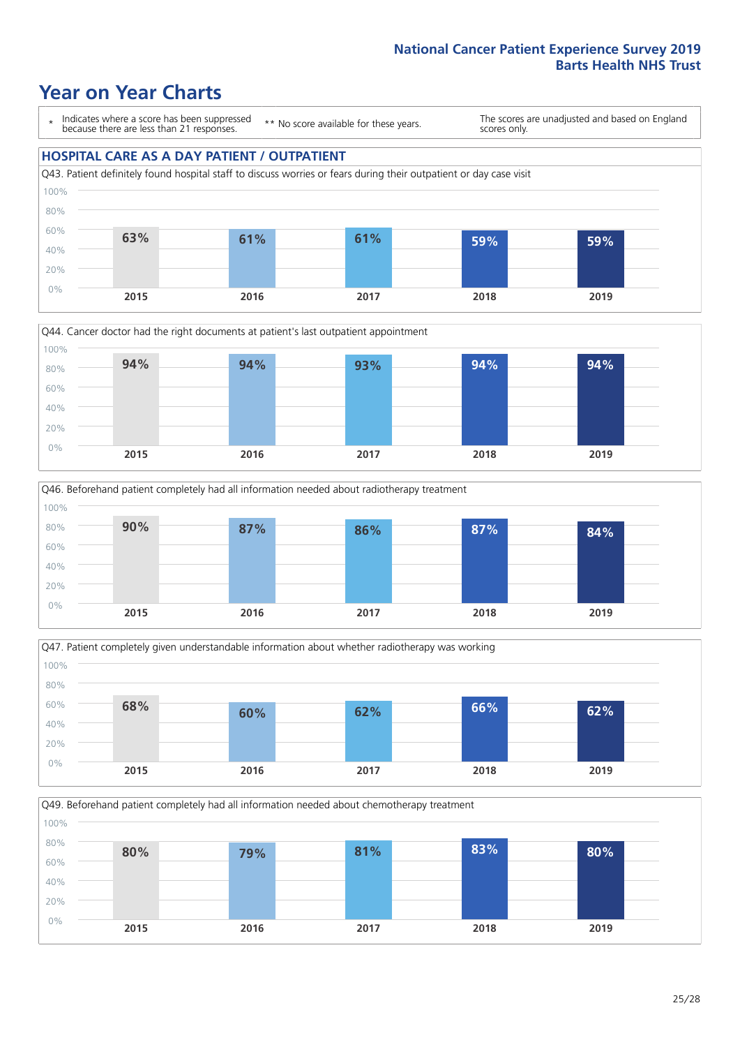# Year on Year Charts

| * Indicates where a score has been suppressed because there are less than 21 responses. | ** No score available for these years. | The scores are unadjusted and based on England scores only. |
|---|---|---|

## HOSPITAL CARE AS A DAY PATIENT / OUTPATIENT

Q43. Patient definitely found hospital staff to discuss worries or fears during their outpatient or day case visit

| 2015 | 2016 | 2017 | 2018 | 2019 |
|---|---|---|---|---|
| 63% | 61% | 61% | 59% | 59% |

Q44. Cancer doctor had the right documents at patient's last outpatient appointment

| 2015 | 2016 | 2017 | 2018 | 2019 |
|---|---|---|---|---|
| 94% | 94% | 93% | 94% | 94% |

Q46. Beforehand patient completely had all information needed about radiotherapy treatment

| 2015 | 2016 | 2017 | 2018 | 2019 |
|---|---|---|---|---|
| 90% | 87% | 86% | 87% | 84% |

Q47. Patient completely given understandable information about whether radiotherapy was working

| 2015 | 2016 | 2017 | 2018 | 2019 |
|---|---|---|---|---|
| 68% | 60% | 62% | 66% | 62% |

Q49. Beforehand patient completely had all information needed about chemotherapy treatment

| 2015 | 2016 | 2017 | 2018 | 2019 |
|---|---|---|---|---|
| 80% | 79% | 81% | 83% | 80% |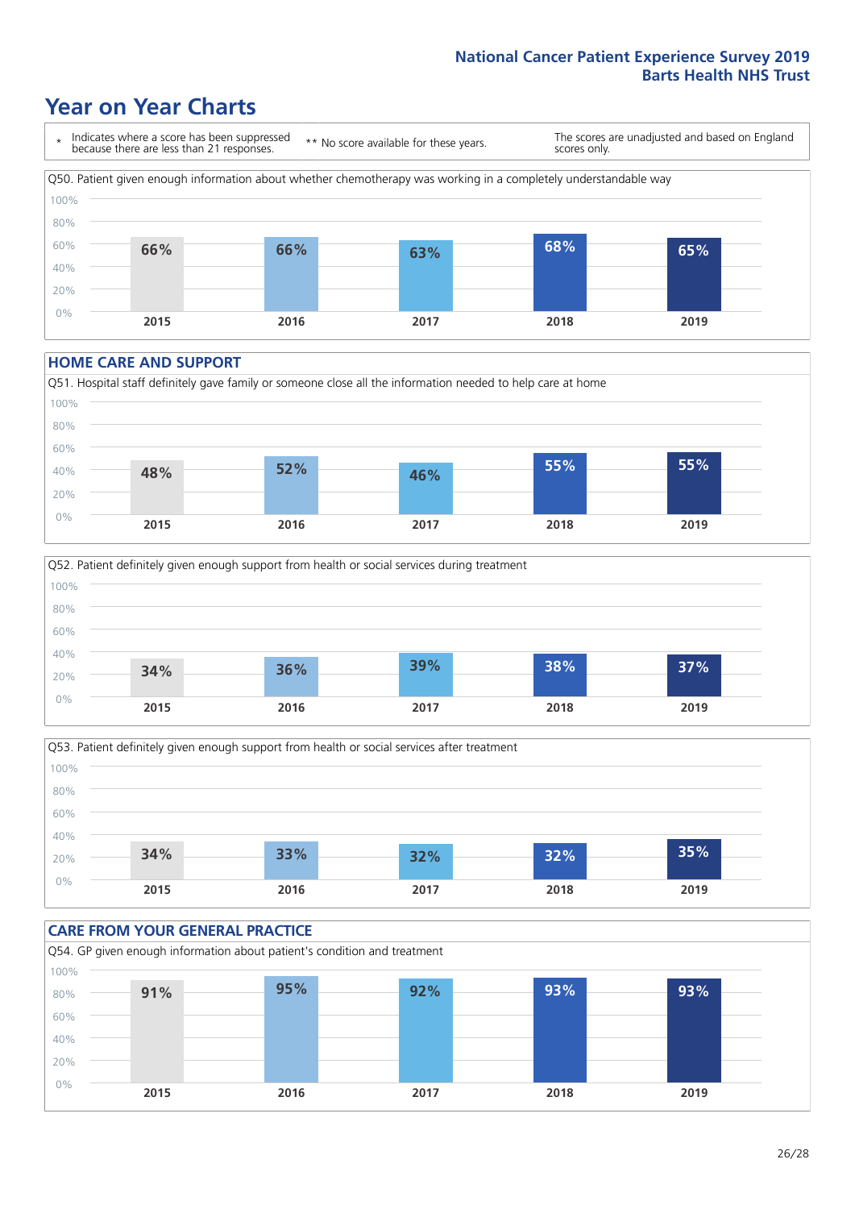National Cancer Patient Experience Survey 2019
Barts Health NHS Trust

# Year on Year Charts

\* Indicates where a score has been suppressed because there are less than 21 responses.

\*\* No score available for these years.

The scores are unadjusted and based on England scores only.

Q50. Patient given enough information about whether chemotherapy was working in a completely understandable way

| 2015 | 2016 | 2017 | 2018 | 2019 |
|---|---|---|---|---|
| 66% | 66% | 63% | 68% | 65% |

## HOME CARE AND SUPPORT

Q51. Hospital staff definitely gave family or someone close all the information needed to help care at home

| 2015 | 2016 | 2017 | 2018 | 2019 |
|---|---|---|---|---|
| 48% | 52% | 46% | 55% | 55% |

Q52. Patient definitely given enough support from health or social services during treatment

| 2015 | 2016 | 2017 | 2018 | 2019 |
|---|---|---|---|---|
| 34% | 36% | 39% | 38% | 37% |

Q53. Patient definitely given enough support from health or social services after treatment

| 2015 | 2016 | 2017 | 2018 | 2019 |
|---|---|---|---|---|
| 34% | 33% | 32% | 32% | 35% |

## CARE FROM YOUR GENERAL PRACTICE

Q54. GP given enough information about patient's condition and treatment

| 2015 | 2016 | 2017 | 2018 | 2019 |
|---|---|---|---|---|
| 91% | 95% | 92% | 93% | 93% |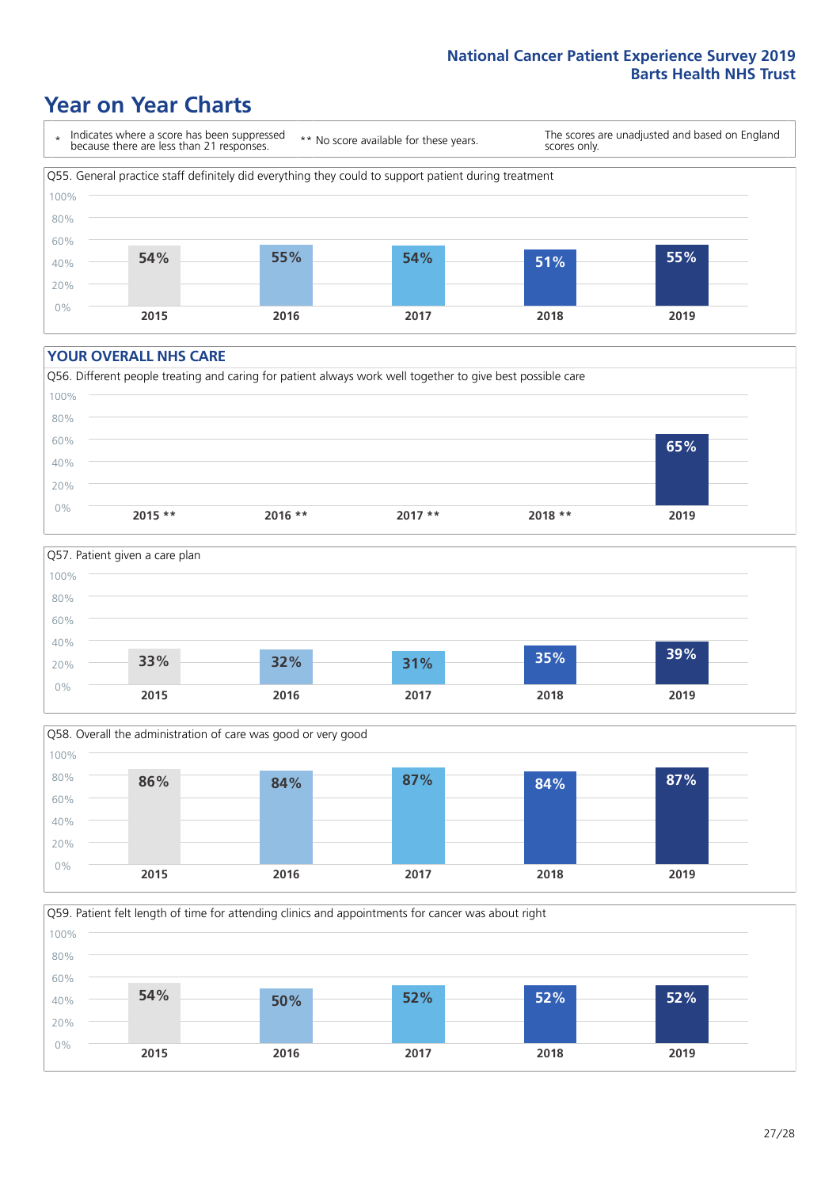## Year on Year Charts

\* Indicates where a score has been suppressed because there are less than 21 responses.

** No score available for these years.

The scores are unadjusted and based on England scores only.

Q55. General practice staff definitely did everything they could to support patient during treatment

| 2015 | 2016 | 2017 | 2018 | 2019 |
|---|---|---|---|---|
| 54% | 55% | 54% | 51% | 55% |

### YOUR OVERALL NHS CARE

Q56. Different people treating and caring for patient always work well together to give best possible care

| 2015 ** | 2016 ** | 2017 ** | 2018 ** | 2019 |
|---|---|---|---|---|
| | | | | 65% |

Q57. Patient given a care plan

| 2015 | 2016 | 2017 | 2018 | 2019 |
|---|---|---|---|---|
| 33% | 32% | 31% | 35% | 39% |

Q58. Overall the administration of care was good or very good

| 2015 | 2016 | 2017 | 2018 | 2019 |
|---|---|---|---|---|
| 86% | 84% | 87% | 84% | 87% |

Q59. Patient felt length of time for attending clinics and appointments for cancer was about right

| 2015 | 2016 | 2017 | 2018 | 2019 |
|---|---|---|---|---|
| 54% | 50% | 52% | 52% | 52% |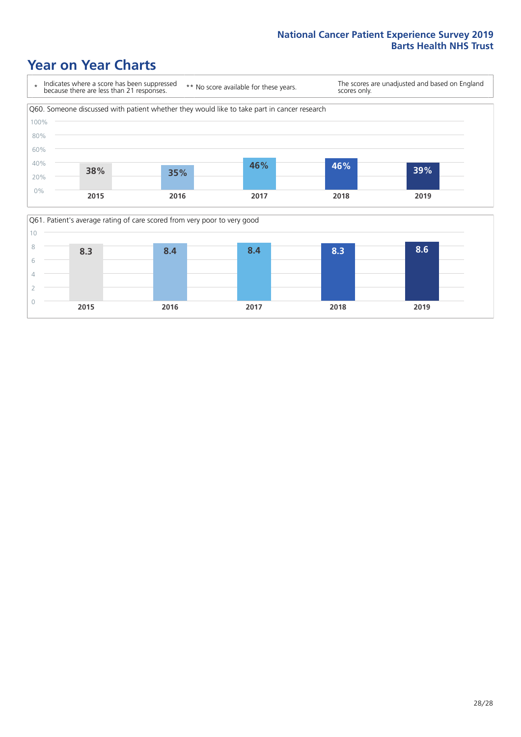# Year on Year Charts

\* Indicates where a score has been suppressed because there are less than 21 responses.

** No score available for these years.

The scores are unadjusted and based on England scores only.

Q60. Someone discussed with patient whether they would like to take part in cancer research

100%
80%
60%
40%
20%
0%

38% 2015
35% 2016
46% 2017
46% 2018
39% 2019

Q61. Patient's average rating of care scored from very poor to very good

10
8
6
4
2
0

8.3 2015
8.4 2016
8.4 2017
8.3 2018
8.6 2019